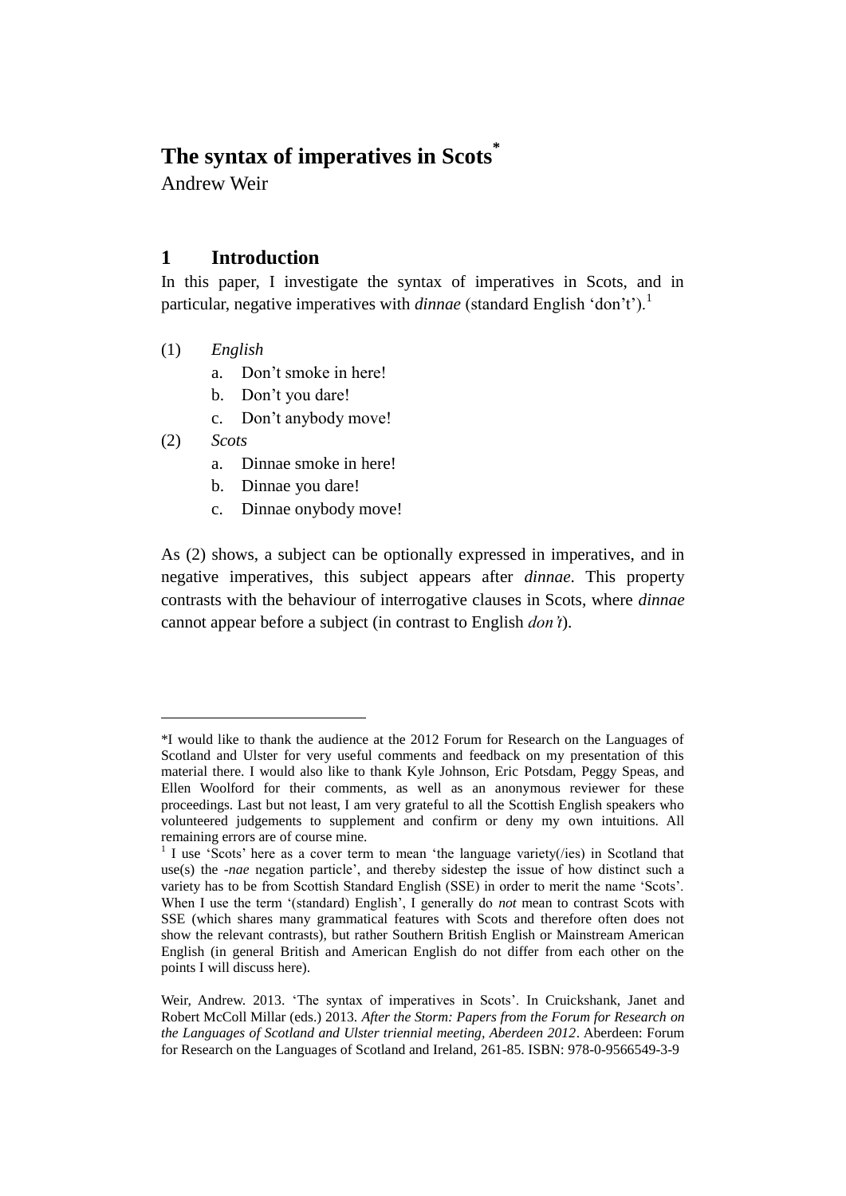# The syntax of imperatives in Scots*

Andrew Weir

## 1 Introduction

In this paper, I investigate the syntax of imperatives in Scots, and in particular, negative imperatives with *dinnae* (standard English 'don't').[1]

(1) *English*
   a. Don't smoke in here!
   b. Don't you dare!
   c. Don't anybody move!

(2) *Scots*
   a. Dinnae smoke in here!
   b. Dinnae you dare!
   c. Dinnae onybody move!

As (2) shows, a subject can be optionally expressed in imperatives, and in negative imperatives, this subject appears after *dinnae*. This property contrasts with the behaviour of interrogative clauses in Scots, where *dinnae* cannot appear before a subject (in contrast to English *don't*).

---

*I would like to thank the audience at the 2012 Forum for Research on the Languages of Scotland and Ulster for very useful comments and feedback on my presentation of this material there. I would also like to thank Kyle Johnson, Eric Potsdam, Peggy Speas, and Ellen Woolford for their comments, as well as an anonymous reviewer for these proceedings. Last but not least, I am very grateful to all the Scottish English speakers who volunteered judgements to supplement and confirm or deny my own intuitions. All remaining errors are of course mine.

[1] I use 'Scots' here as a cover term to mean 'the language variety(/ies) in Scotland that use(s) the *-nae* negation particle', and thereby sidestep the issue of how distinct such a variety has to be from Scottish Standard English (SSE) in order to merit the name 'Scots'. When I use the term '(standard) English', I generally do *not* mean to contrast Scots with SSE (which shares many grammatical features with Scots and therefore often does not show the relevant contrasts), but rather Southern British English or Mainstream American English (in general British and American English do not differ from each other on the points I will discuss here).

Weir, Andrew. 2013. 'The syntax of imperatives in Scots'. In Cruickshank, Janet and Robert McColl Millar (eds.) 2013. *After the Storm: Papers from the Forum for Research on the Languages of Scotland and Ulster triennial meeting, Aberdeen 2012*. Aberdeen: Forum for Research on the Languages of Scotland and Ireland, 261-85. ISBN: 978-0-9566549-3-9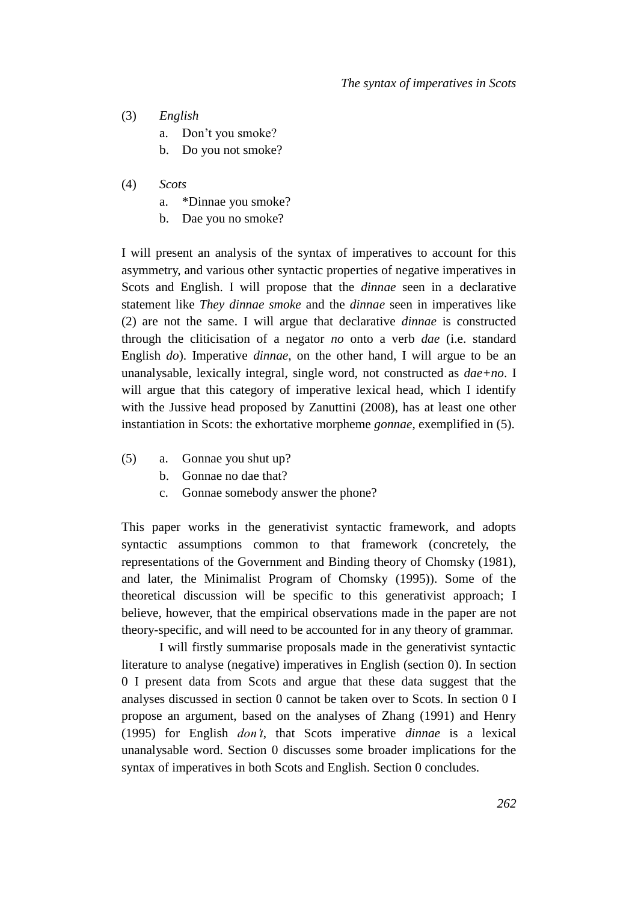(3) *English*

a. Don't you smoke?

b. Do you not smoke?

(4) *Scots*

a. *Dinnae you smoke?

b. Dae you no smoke?

I will present an analysis of the syntax of imperatives to account for this asymmetry, and various other syntactic properties of negative imperatives in Scots and English. I will propose that the *dinnae* seen in a declarative statement like *They dinnae smoke* and the *dinnae* seen in imperatives like (2) are not the same. I will argue that declarative *dinnae* is constructed through the cliticisation of a negator *no* onto a verb *dae* (i.e. standard English *do*). Imperative *dinnae*, on the other hand, I will argue to be an unanalysable, lexically integral, single word, not constructed as *dae+no*. I will argue that this category of imperative lexical head, which I identify with the Jussive head proposed by Zanuttini (2008), has at least one other instantiation in Scots: the exhortative morpheme *gonnae*, exemplified in (5).

(5) a. Gonnae you shut up?

b. Gonnae no dae that?

c. Gonnae somebody answer the phone?

This paper works in the generativist syntactic framework, and adopts syntactic assumptions common to that framework (concretely, the representations of the Government and Binding theory of Chomsky (1981), and later, the Minimalist Program of Chomsky (1995)). Some of the theoretical discussion will be specific to this generativist approach; I believe, however, that the empirical observations made in the paper are not theory-specific, and will need to be accounted for in any theory of grammar.

I will firstly summarise proposals made in the generativist syntactic literature to analyse (negative) imperatives in English (section 0). In section 0 I present data from Scots and argue that these data suggest that the analyses discussed in section 0 cannot be taken over to Scots. In section 0 I propose an argument, based on the analyses of Zhang (1991) and Henry (1995) for English *don't*, that Scots imperative *dinnae* is a lexical unanalysable word. Section 0 discusses some broader implications for the syntax of imperatives in both Scots and English. Section 0 concludes.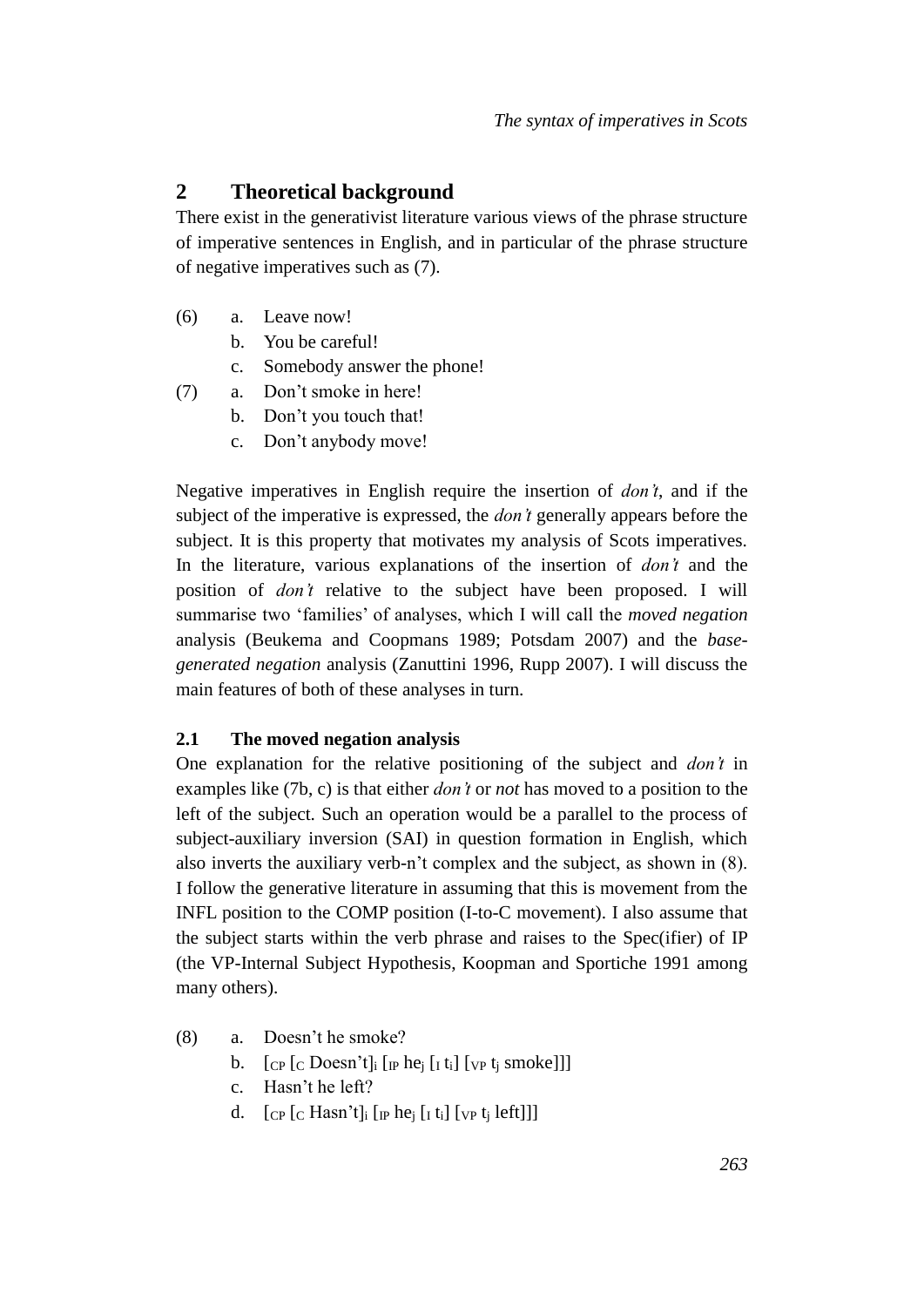## 2 Theoretical background

There exist in the generativist literature various views of the phrase structure of imperative sentences in English, and in particular of the phrase structure of negative imperatives such as (7).

(6) a. Leave now!
    b. You be careful!
    c. Somebody answer the phone!

(7) a. Don't smoke in here!
    b. Don't you touch that!
    c. Don't anybody move!

Negative imperatives in English require the insertion of *don't*, and if the subject of the imperative is expressed, the *don't* generally appears before the subject. It is this property that motivates my analysis of Scots imperatives. In the literature, various explanations of the insertion of *don't* and the position of *don't* relative to the subject have been proposed. I will summarise two 'families' of analyses, which I will call the *moved negation* analysis (Beukema and Coopmans 1989; Potsdam 2007) and the *base-generated negation* analysis (Zanuttini 1996, Rupp 2007). I will discuss the main features of both of these analyses in turn.

### 2.1 The moved negation analysis

One explanation for the relative positioning of the subject and *don't* in examples like (7b, c) is that either *don't* or *not* has moved to a position to the left of the subject. Such an operation would be a parallel to the process of subject-auxiliary inversion (SAI) in question formation in English, which also inverts the auxiliary verb-n't complex and the subject, as shown in (8). I follow the generative literature in assuming that this is movement from the INFL position to the COMP position (I-to-C movement). I also assume that the subject starts within the verb phrase and raises to the Spec(ifier) of IP (the VP-Internal Subject Hypothesis, Koopman and Sportiche 1991 among many others).

(8) a. Doesn't he smoke?
    b. $[_{CP}$ $[_{C}$ Doesn't$]_i$ $[_{IP}$ he$_j$ $[_{I}$ t$_i]$ $[_{VP}$ t$_j$ smoke$]]]$
    c. Hasn't he left?
    d. $[_{CP}$ $[_{C}$ Hasn't$]_i$ $[_{IP}$ he$_j$ $[_{I}$ t$_i]$ $[_{VP}$ t$_j$ left$]]]$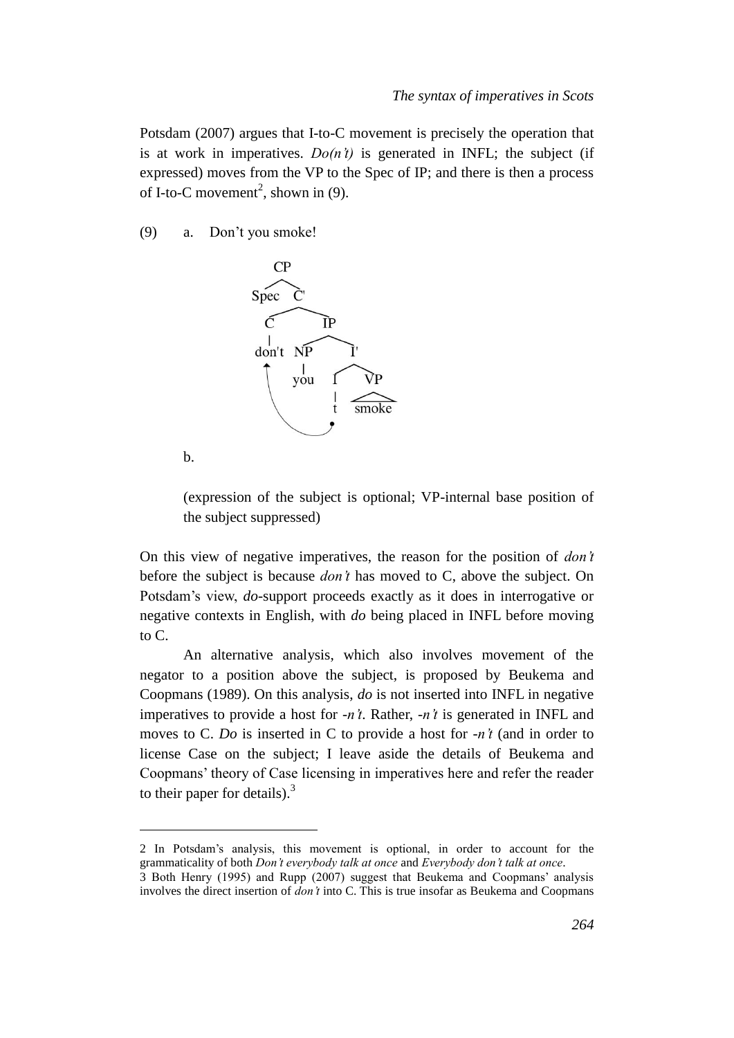Potsdam (2007) argues that I-to-C movement is precisely the operation that is at work in imperatives. *Do(n't)* is generated in INFL; the subject (if expressed) moves from the VP to the Spec of IP; and there is then a process of I-to-C movement[2], shown in (9).

(9) a. Don't you smoke!

```
CP
├── Spec
└── C'
    ├── C
    │   └── don't
    └── IP
        ├── NP
        │   └── you
        └── I'
            ├── I
            │   └── t
            └── VP
                └── smoke
```

b.

(expression of the subject is optional; VP-internal base position of the subject suppressed)

On this view of negative imperatives, the reason for the position of *don't* before the subject is because *don't* has moved to C, above the subject. On Potsdam's view, *do*-support proceeds exactly as it does in interrogative or negative contexts in English, with *do* being placed in INFL before moving to C.

An alternative analysis, which also involves movement of the negator to a position above the subject, is proposed by Beukema and Coopmans (1989). On this analysis, *do* is not inserted into INFL in negative imperatives to provide a host for *-n't*. Rather, *-n't* is generated in INFL and moves to C. *Do* is inserted in C to provide a host for *-n't* (and in order to license Case on the subject; I leave aside the details of Beukema and Coopmans' theory of Case licensing in imperatives here and refer the reader to their paper for details).[3]

---

2 In Potsdam's analysis, this movement is optional, in order to account for the grammaticality of both *Don't everybody talk at once* and *Everybody don't talk at once*.

3 Both Henry (1995) and Rupp (2007) suggest that Beukema and Coopmans' analysis involves the direct insertion of *don't* into C. This is true insofar as Beukema and Coopmans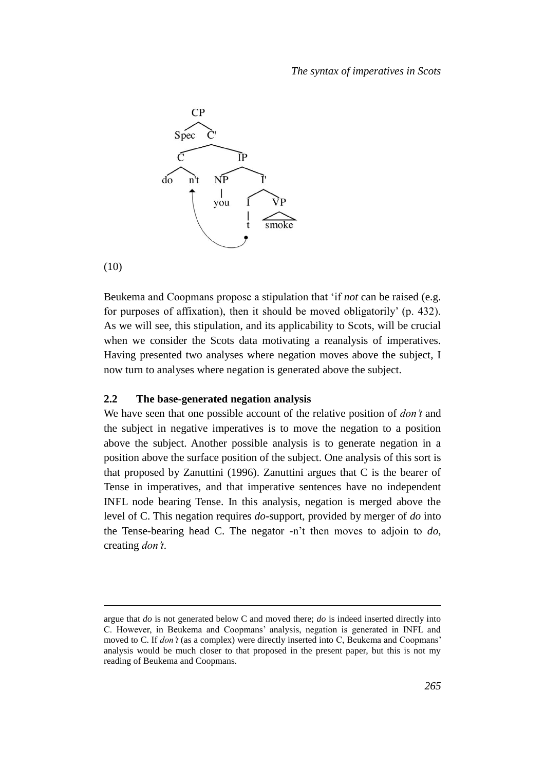```
                CP
               /  \
           Spec    C'
                 /    \
                C      IP
               / \    /  \
             do  n't NP    I'
                  ▲   |   /  \
                  |  you I    VP
                  |      |    /\
                  |      t  smoke
                  |______|
```

(10)

Beukema and Coopmans propose a stipulation that 'if *not* can be raised (e.g. for purposes of affixation), then it should be moved obligatorily' (p. 432). As we will see, this stipulation, and its applicability to Scots, will be crucial when we consider the Scots data motivating a reanalysis of imperatives. Having presented two analyses where negation moves above the subject, I now turn to analyses where negation is generated above the subject.

### 2.2 The base-generated negation analysis

We have seen that one possible account of the relative position of *don't* and the subject in negative imperatives is to move the negation to a position above the subject. Another possible analysis is to generate negation in a position above the surface position of the subject. One analysis of this sort is that proposed by Zanuttini (1996). Zanuttini argues that C is the bearer of Tense in imperatives, and that imperative sentences have no independent INFL node bearing Tense. In this analysis, negation is merged above the level of C. This negation requires *do*-support, provided by merger of *do* into the Tense-bearing head C. The negator -n't then moves to adjoin to *do*, creating *don't*.

---

argue that *do* is not generated below C and moved there; *do* is indeed inserted directly into C. However, in Beukema and Coopmans' analysis, negation is generated in INFL and moved to C. If *don't* (as a complex) were directly inserted into C, Beukema and Coopmans' analysis would be much closer to that proposed in the present paper, but this is not my reading of Beukema and Coopmans.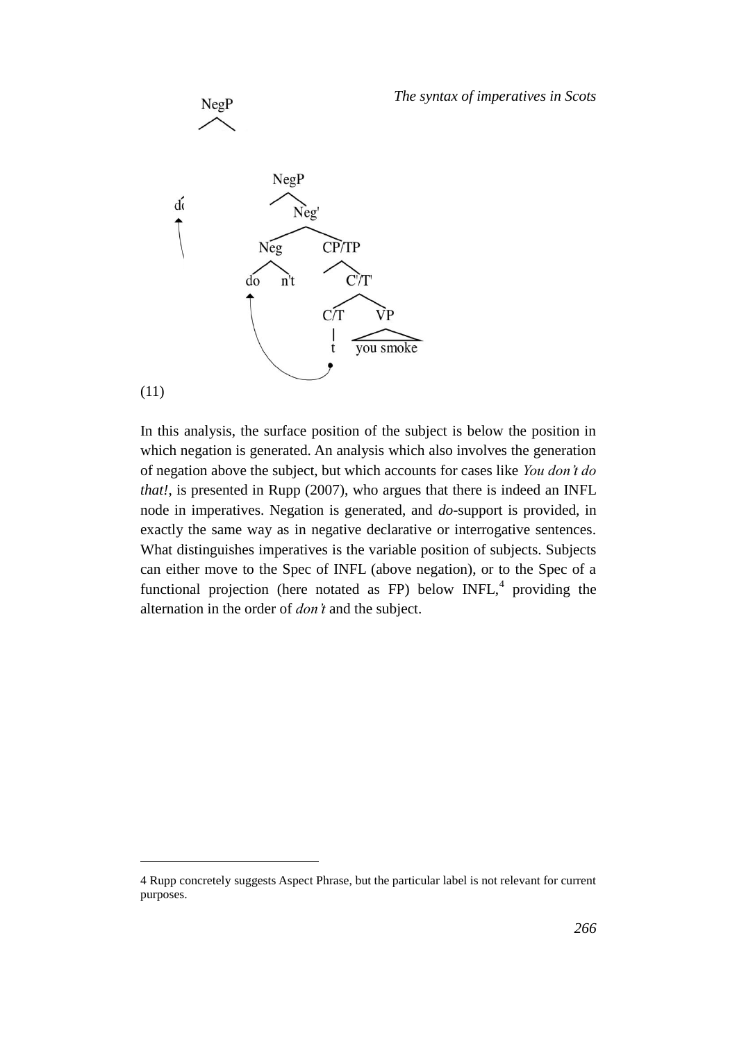(11)

In this analysis, the surface position of the subject is below the position in which negation is generated. An analysis which also involves the generation of negation above the subject, but which accounts for cases like *You don't do that!*, is presented in Rupp (2007), who argues that there is indeed an INFL node in imperatives. Negation is generated, and *do*-support is provided, in exactly the same way as in negative declarative or interrogative sentences. What distinguishes imperatives is the variable position of subjects. Subjects can either move to the Spec of INFL (above negation), or to the Spec of a functional projection (here notated as FP) below INFL,[4] providing the alternation in the order of *don't* and the subject.

---

4 Rupp concretely suggests Aspect Phrase, but the particular label is not relevant for current purposes.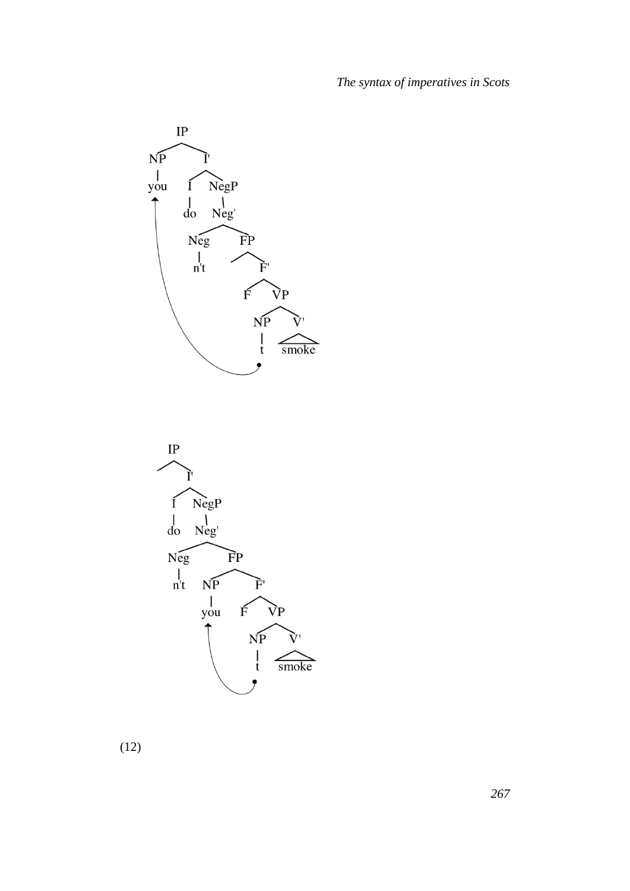```
IP
├── NP
│   └── you  ←─────────────────┐
└── I'
    ├── I
    │   └── do
    └── NegP
        └── Neg'
            ├── Neg
            │   └── n't
            └── FP
                ├── (empty)
                └── F'
                    ├── F
                    └── VP
                        ├── NP
                        │   └── t  ────┘
                        └── V'
                            └── smoke
```

```
IP
├── (empty)
└── I'
    ├── I
    │   └── do
    └── NegP
        └── Neg'
            ├── Neg
            │   └── n't
            └── FP
                ├── NP
                │   └── you  ←──────┐
                └── F'
                    ├── F
                    └── VP
                        ├── NP
                        │   └── t  ─┘
                        └── V'
                            └── smoke
```

(12)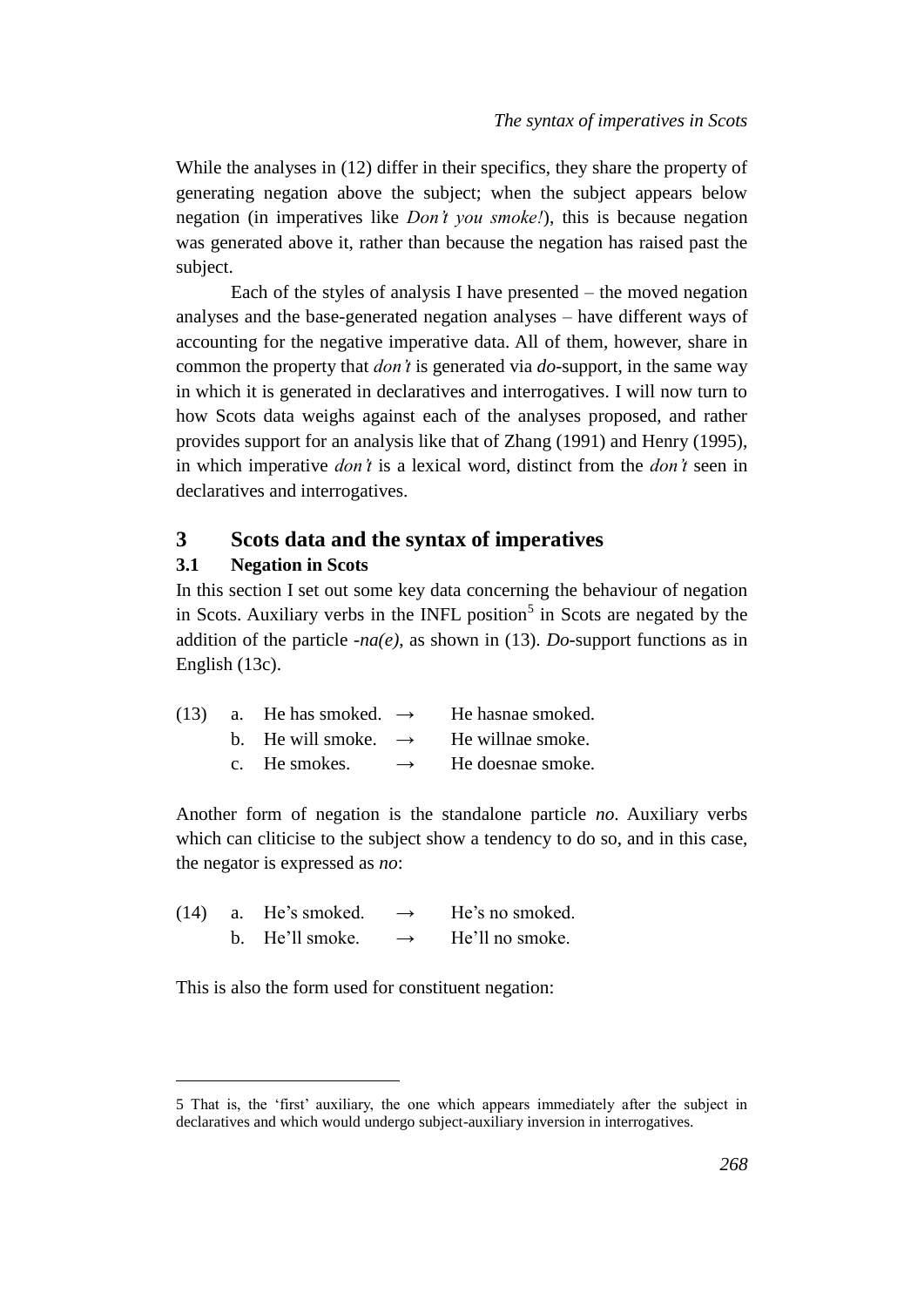While the analyses in (12) differ in their specifics, they share the property of generating negation above the subject; when the subject appears below negation (in imperatives like *Don't you smoke!*), this is because negation was generated above it, rather than because the negation has raised past the subject.

Each of the styles of analysis I have presented – the moved negation analyses and the base-generated negation analyses – have different ways of accounting for the negative imperative data. All of them, however, share in common the property that *don't* is generated via *do*-support, in the same way in which it is generated in declaratives and interrogatives. I will now turn to how Scots data weighs against each of the analyses proposed, and rather provides support for an analysis like that of Zhang (1991) and Henry (1995), in which imperative *don't* is a lexical word, distinct from the *don't* seen in declaratives and interrogatives.

## 3 Scots data and the syntax of imperatives

### 3.1 Negation in Scots

In this section I set out some key data concerning the behaviour of negation in Scots. Auxiliary verbs in the INFL position[5] in Scots are negated by the addition of the particle *-na(e)*, as shown in (13). *Do*-support functions as in English (13c).

(13) a. He has smoked. → He hasnae smoked.
     b. He will smoke. → He willnae smoke.
     c. He smokes. → He doesnae smoke.

Another form of negation is the standalone particle *no*. Auxiliary verbs which can cliticise to the subject show a tendency to do so, and in this case, the negator is expressed as *no*:

(14) a. He's smoked. → He's no smoked.
     b. He'll smoke. → He'll no smoke.

This is also the form used for constituent negation:

5 That is, the 'first' auxiliary, the one which appears immediately after the subject in declaratives and which would undergo subject-auxiliary inversion in interrogatives.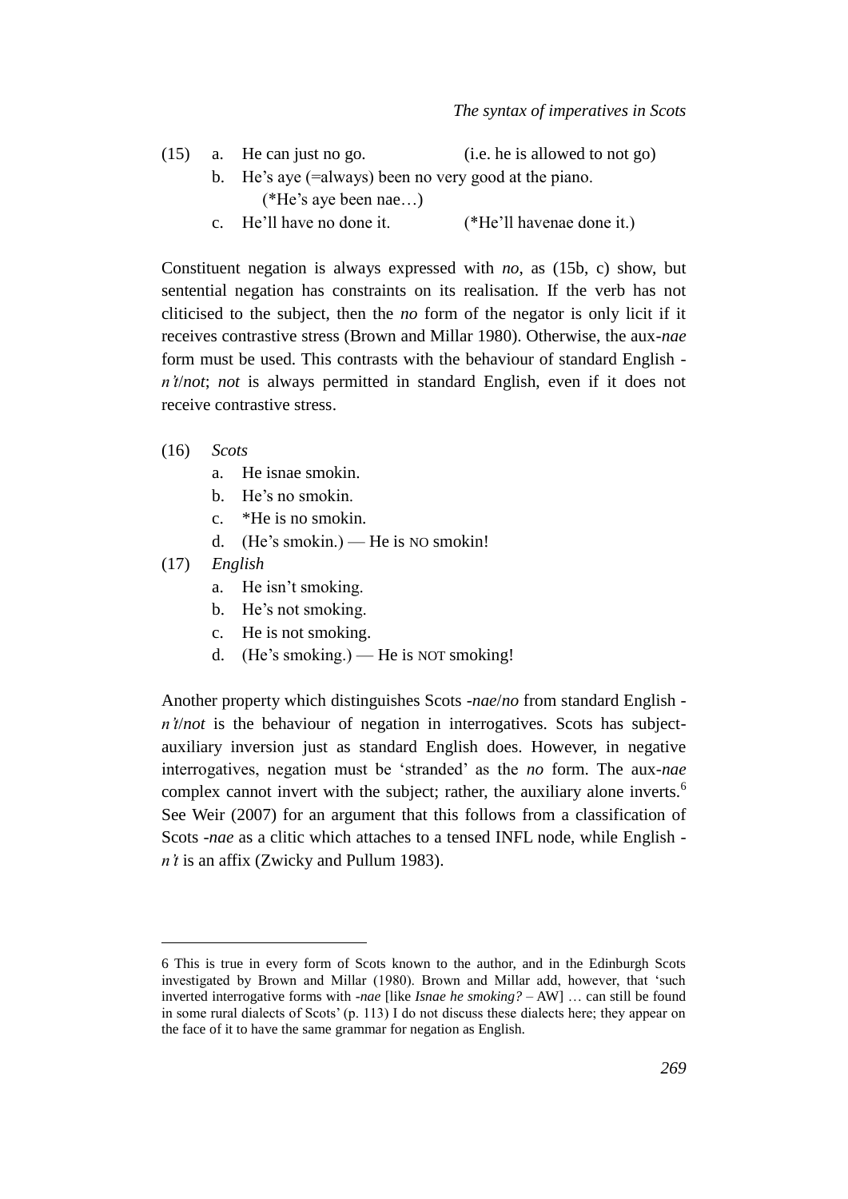(15) a. He can just no go. (i.e. he is allowed to not go)

b. He's aye (=always) been no very good at the piano. (*He's aye been nae…)

c. He'll have no done it. (*He'll havenae done it.)

Constituent negation is always expressed with *no*, as (15b, c) show, but sentential negation has constraints on its realisation. If the verb has not cliticised to the subject, then the *no* form of the negator is only licit if it receives contrastive stress (Brown and Millar 1980). Otherwise, the aux-*nae* form must be used. This contrasts with the behaviour of standard English -*n't*/*not*; *not* is always permitted in standard English, even if it does not receive contrastive stress.

(16) *Scots*

a. He isnae smokin.

b. He's no smokin.

c. *He is no smokin.

d. (He's smokin.) — He is NO smokin!

(17) *English*

a. He isn't smoking.

b. He's not smoking.

c. He is not smoking.

d. (He's smoking.) — He is NOT smoking!

Another property which distinguishes Scots -*nae*/*no* from standard English -*n't*/*not* is the behaviour of negation in interrogatives. Scots has subject-auxiliary inversion just as standard English does. However, in negative interrogatives, negation must be 'stranded' as the *no* form. The aux-*nae* complex cannot invert with the subject; rather, the auxiliary alone inverts.[6] See Weir (2007) for an argument that this follows from a classification of Scots -*nae* as a clitic which attaches to a tensed INFL node, while English -*n't* is an affix (Zwicky and Pullum 1983).

---

6 This is true in every form of Scots known to the author, and in the Edinburgh Scots investigated by Brown and Millar (1980). Brown and Millar add, however, that 'such inverted interrogative forms with -*nae* [like *Isnae he smoking?* – AW] … can still be found in some rural dialects of Scots' (p. 113) I do not discuss these dialects here; they appear on the face of it to have the same grammar for negation as English.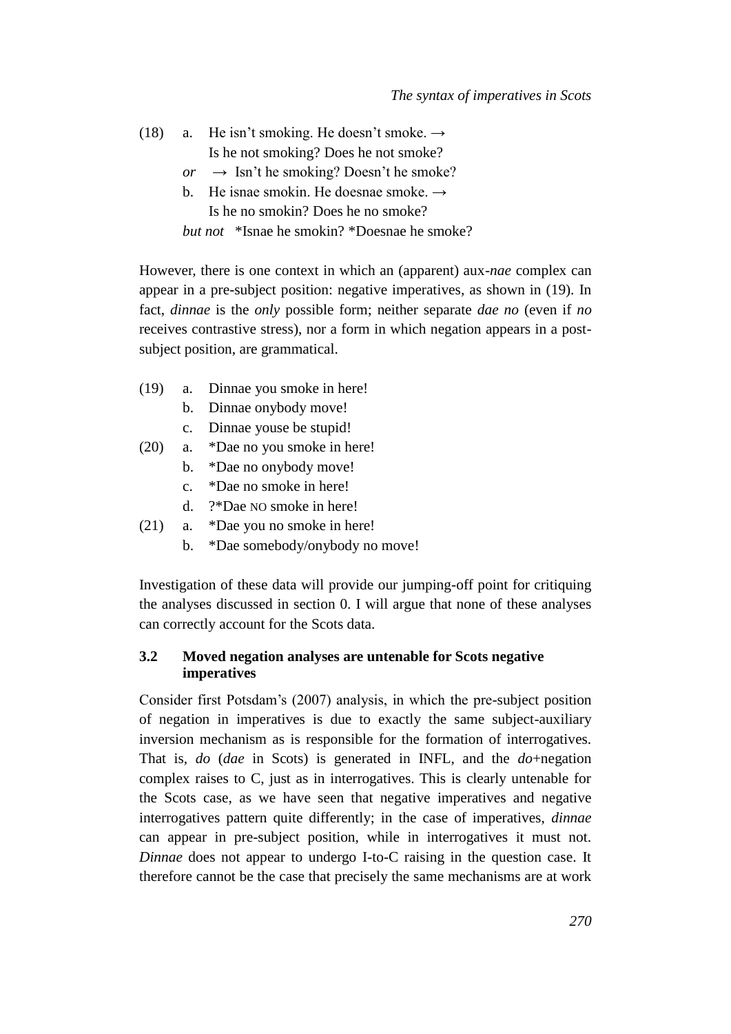(18) a. He isn't smoking. He doesn't smoke. →
  Is he not smoking? Does he not smoke?
  *or* → Isn't he smoking? Doesn't he smoke?
 b. He isnae smokin. He doesnae smoke. →
  Is he no smokin? Does he no smoke?
  *but not* *Isnae he smokin? *Doesnae he smoke?

However, there is one context in which an (apparent) aux-*nae* complex can appear in a pre-subject position: negative imperatives, as shown in (19). In fact, *dinnae* is the *only* possible form; neither separate *dae no* (even if *no* receives contrastive stress), nor a form in which negation appears in a post-subject position, are grammatical.

(19) a. Dinnae you smoke in here!
 b. Dinnae onybody move!
 c. Dinnae youse be stupid!

(20) a. *Dae no you smoke in here!
 b. *Dae no onybody move!
 c. *Dae no smoke in here!
 d. ?*Dae NO smoke in here!

(21) a. *Dae you no smoke in here!
 b. *Dae somebody/onybody no move!

Investigation of these data will provide our jumping-off point for critiquing the analyses discussed in section 0. I will argue that none of these analyses can correctly account for the Scots data.

### 3.2 Moved negation analyses are untenable for Scots negative imperatives

Consider first Potsdam's (2007) analysis, in which the pre-subject position of negation in imperatives is due to exactly the same subject-auxiliary inversion mechanism as is responsible for the formation of interrogatives. That is, *do* (*dae* in Scots) is generated in INFL, and the *do*+negation complex raises to C, just as in interrogatives. This is clearly untenable for the Scots case, as we have seen that negative imperatives and negative interrogatives pattern quite differently; in the case of imperatives, *dinnae* can appear in pre-subject position, while in interrogatives it must not. *Dinnae* does not appear to undergo I-to-C raising in the question case. It therefore cannot be the case that precisely the same mechanisms are at work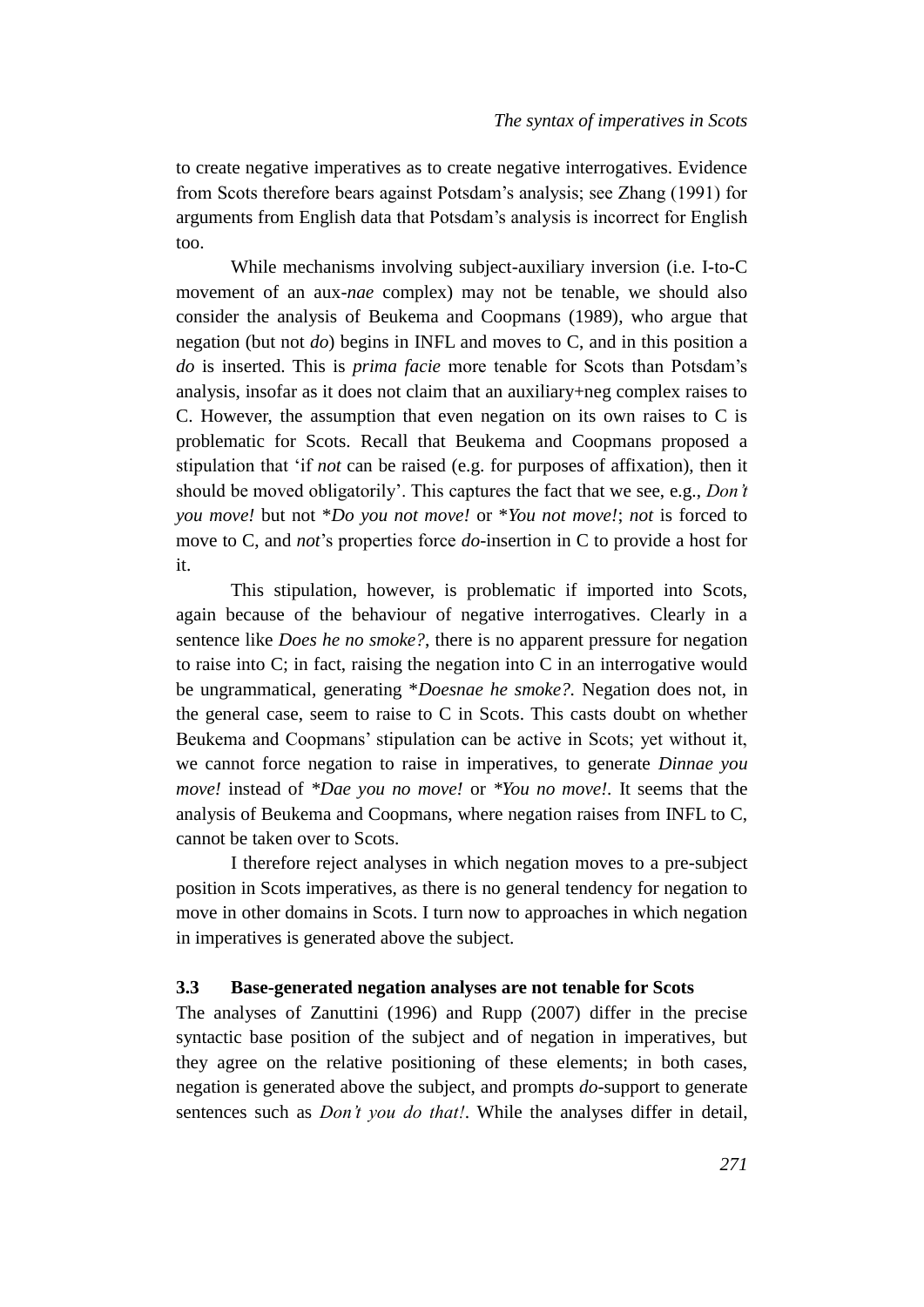to create negative imperatives as to create negative interrogatives. Evidence from Scots therefore bears against Potsdam's analysis; see Zhang (1991) for arguments from English data that Potsdam's analysis is incorrect for English too.

While mechanisms involving subject-auxiliary inversion (i.e. I-to-C movement of an aux-*nae* complex) may not be tenable, we should also consider the analysis of Beukema and Coopmans (1989), who argue that negation (but not *do*) begins in INFL and moves to C, and in this position a *do* is inserted. This is *prima facie* more tenable for Scots than Potsdam's analysis, insofar as it does not claim that an auxiliary+neg complex raises to C. However, the assumption that even negation on its own raises to C is problematic for Scots. Recall that Beukema and Coopmans proposed a stipulation that 'if *not* can be raised (e.g. for purposes of affixation), then it should be moved obligatorily'. This captures the fact that we see, e.g., *Don't you move!* but not \**Do you not move!* or \**You not move!*; *not* is forced to move to C, and *not*'s properties force *do*-insertion in C to provide a host for it.

This stipulation, however, is problematic if imported into Scots, again because of the behaviour of negative interrogatives. Clearly in a sentence like *Does he no smoke?*, there is no apparent pressure for negation to raise into C; in fact, raising the negation into C in an interrogative would be ungrammatical, generating \**Doesnae he smoke?*. Negation does not, in the general case, seem to raise to C in Scots. This casts doubt on whether Beukema and Coopmans' stipulation can be active in Scots; yet without it, we cannot force negation to raise in imperatives, to generate *Dinnae you move!* instead of *\*Dae you no move!* or *\*You no move!*. It seems that the analysis of Beukema and Coopmans, where negation raises from INFL to C, cannot be taken over to Scots.

I therefore reject analyses in which negation moves to a pre-subject position in Scots imperatives, as there is no general tendency for negation to move in other domains in Scots. I turn now to approaches in which negation in imperatives is generated above the subject.

### 3.3 Base-generated negation analyses are not tenable for Scots

The analyses of Zanuttini (1996) and Rupp (2007) differ in the precise syntactic base position of the subject and of negation in imperatives, but they agree on the relative positioning of these elements; in both cases, negation is generated above the subject, and prompts *do*-support to generate sentences such as *Don't you do that!*. While the analyses differ in detail,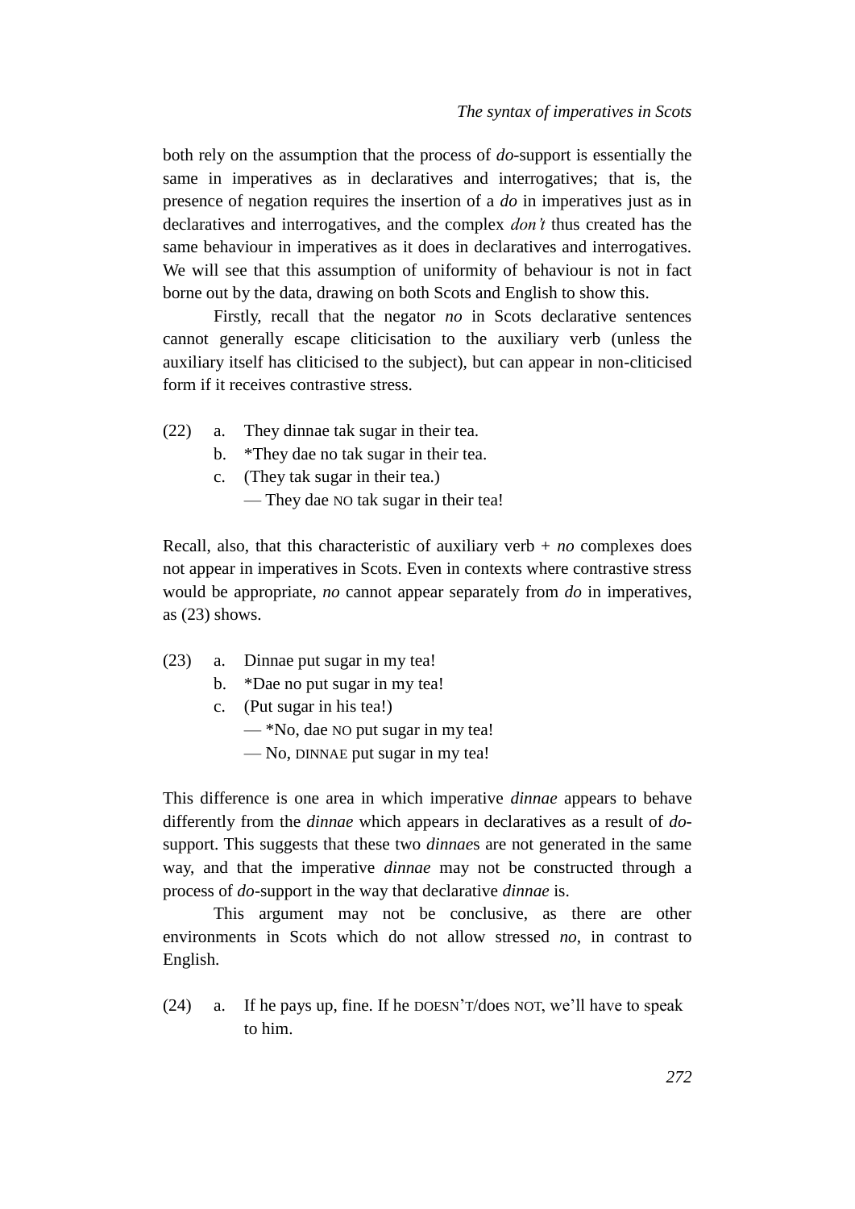both rely on the assumption that the process of *do*-support is essentially the same in imperatives as in declaratives and interrogatives; that is, the presence of negation requires the insertion of a *do* in imperatives just as in declaratives and interrogatives, and the complex *don't* thus created has the same behaviour in imperatives as it does in declaratives and interrogatives. We will see that this assumption of uniformity of behaviour is not in fact borne out by the data, drawing on both Scots and English to show this.

Firstly, recall that the negator *no* in Scots declarative sentences cannot generally escape cliticisation to the auxiliary verb (unless the auxiliary itself has cliticised to the subject), but can appear in non-cliticised form if it receives contrastive stress.

(22) a. They dinnae tak sugar in their tea.
b. *They dae no tak sugar in their tea.
c. (They tak sugar in their tea.)
— They dae NO tak sugar in their tea!

Recall, also, that this characteristic of auxiliary verb + *no* complexes does not appear in imperatives in Scots. Even in contexts where contrastive stress would be appropriate, *no* cannot appear separately from *do* in imperatives, as (23) shows.

(23) a. Dinnae put sugar in my tea!
b. *Dae no put sugar in my tea!
c. (Put sugar in his tea!)
— *No, dae NO put sugar in my tea!
— No, DINNAE put sugar in my tea!

This difference is one area in which imperative *dinnae* appears to behave differently from the *dinnae* which appears in declaratives as a result of *do*-support. This suggests that these two *dinnae*s are not generated in the same way, and that the imperative *dinnae* may not be constructed through a process of *do*-support in the way that declarative *dinnae* is.

This argument may not be conclusive, as there are other environments in Scots which do not allow stressed *no*, in contrast to English.

(24) a. If he pays up, fine. If he DOESN'T/does NOT, we'll have to speak to him.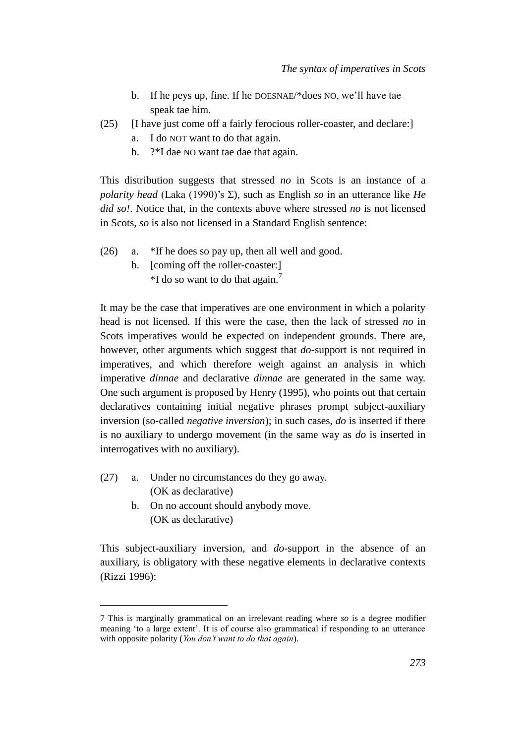b. If he peys up, fine. If he DOESNAE/*does NO, we'll have tae speak tae him.

(25) [I have just come off a fairly ferocious roller-coaster, and declare:]
   a. I do NOT want to do that again.
   b. ?*I dae NO want tae dae that again.

This distribution suggests that stressed *no* in Scots is an instance of a *polarity head* (Laka (1990)'s Σ), such as English *so* in an utterance like *He did so!*. Notice that, in the contexts above where stressed *no* is not licensed in Scots, *so* is also not licensed in a Standard English sentence:

(26) a. *If he does so pay up, then all well and good.
   b. [coming off the roller-coaster:]
      *I do so want to do that again.[7]

It may be the case that imperatives are one environment in which a polarity head is not licensed. If this were the case, then the lack of stressed *no* in Scots imperatives would be expected on independent grounds. There are, however, other arguments which suggest that *do*-support is not required in imperatives, and which therefore weigh against an analysis in which imperative *dinnae* and declarative *dinnae* are generated in the same way. One such argument is proposed by Henry (1995), who points out that certain declaratives containing initial negative phrases prompt subject-auxiliary inversion (so-called *negative inversion*); in such cases, *do* is inserted if there is no auxiliary to undergo movement (in the same way as *do* is inserted in interrogatives with no auxiliary).

(27) a. Under no circumstances do they go away.
      (OK as declarative)
   b. On no account should anybody move.
      (OK as declarative)

This subject-auxiliary inversion, and *do*-support in the absence of an auxiliary, is obligatory with these negative elements in declarative contexts (Rizzi 1996):

---

7 This is marginally grammatical on an irrelevant reading where *so* is a degree modifier meaning 'to a large extent'. It is of course also grammatical if responding to an utterance with opposite polarity (*You don't want to do that again*).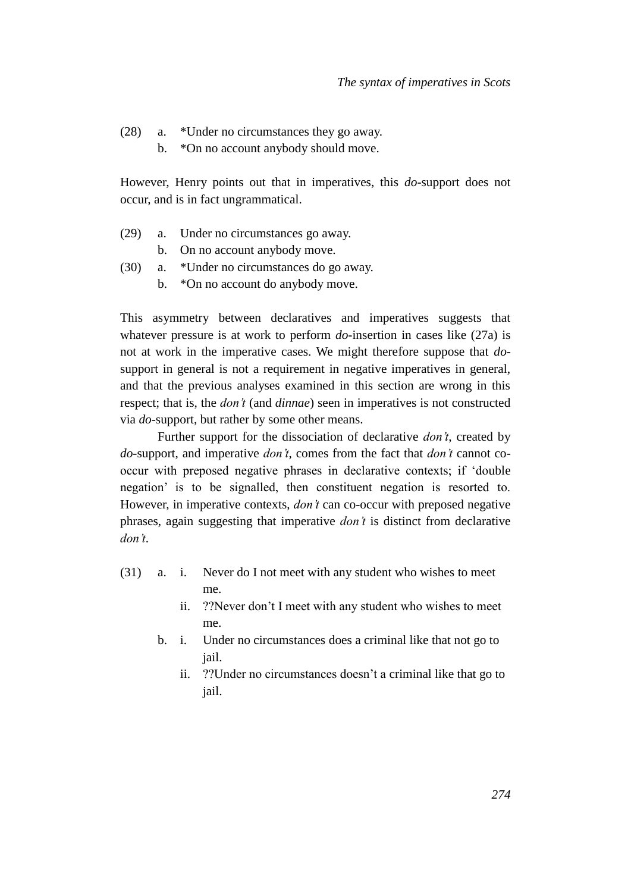(28) a. *Under no circumstances they go away.
     b. *On no account anybody should move.

However, Henry points out that in imperatives, this *do*-support does not occur, and is in fact ungrammatical.

(29) a. Under no circumstances go away.
     b. On no account anybody move.

(30) a. *Under no circumstances do go away.
     b. *On no account do anybody move.

This asymmetry between declaratives and imperatives suggests that whatever pressure is at work to perform *do*-insertion in cases like (27a) is not at work in the imperative cases. We might therefore suppose that *do*-support in general is not a requirement in negative imperatives in general, and that the previous analyses examined in this section are wrong in this respect; that is, the *don't* (and *dinnae*) seen in imperatives is not constructed via *do*-support, but rather by some other means.

Further support for the dissociation of declarative *don't*, created by *do*-support, and imperative *don't*, comes from the fact that *don't* cannot co-occur with preposed negative phrases in declarative contexts; if 'double negation' is to be signalled, then constituent negation is resorted to. However, in imperative contexts, *don't* can co-occur with preposed negative phrases, again suggesting that imperative *don't* is distinct from declarative *don't*.

(31) a. i. Never do I not meet with any student who wishes to meet me.
        ii. ??Never don't I meet with any student who wishes to meet me.
     b. i. Under no circumstances does a criminal like that not go to jail.
        ii. ??Under no circumstances doesn't a criminal like that go to jail.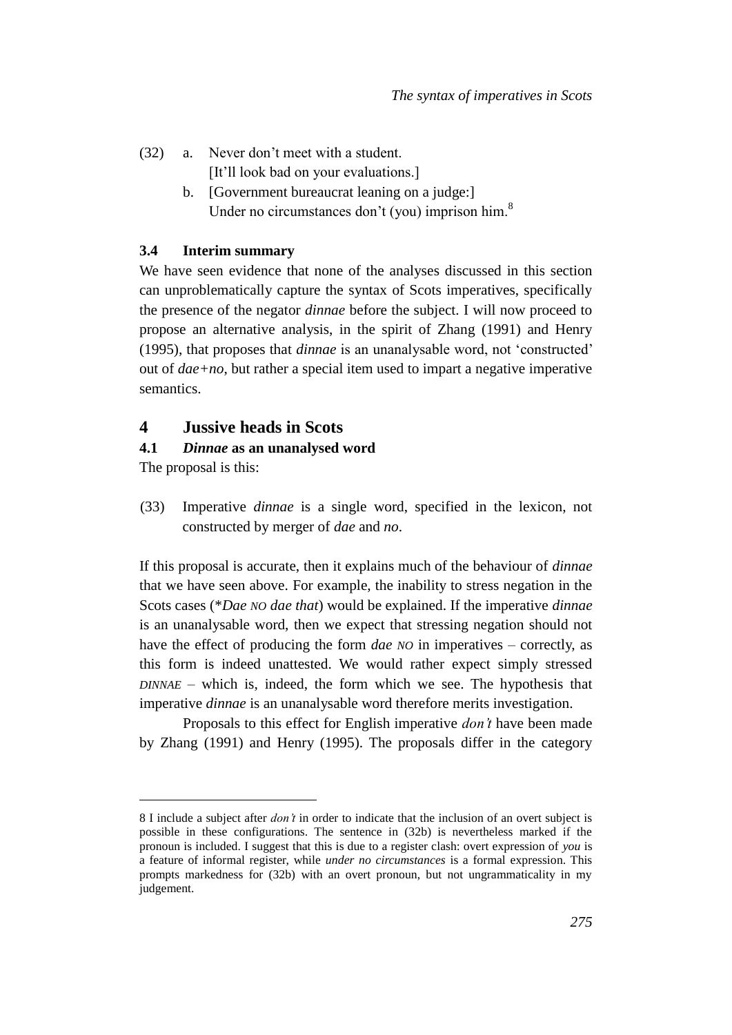(32) a. Never don't meet with a student.
[It'll look bad on your evaluations.]

b. [Government bureaucrat leaning on a judge:]
Under no circumstances don't (you) imprison him.[8]

### 3.4 Interim summary

We have seen evidence that none of the analyses discussed in this section can unproblematically capture the syntax of Scots imperatives, specifically the presence of the negator *dinnae* before the subject. I will now proceed to propose an alternative analysis, in the spirit of Zhang (1991) and Henry (1995), that proposes that *dinnae* is an unanalysable word, not 'constructed' out of *dae+no*, but rather a special item used to impart a negative imperative semantics.

## 4 Jussive heads in Scots

### 4.1 *Dinnae* as an unanalysed word

The proposal is this:

(33) Imperative *dinnae* is a single word, specified in the lexicon, not constructed by merger of *dae* and *no*.

If this proposal is accurate, then it explains much of the behaviour of *dinnae* that we have seen above. For example, the inability to stress negation in the Scots cases (\**Dae* NO *dae that*) would be explained. If the imperative *dinnae* is an unanalysable word, then we expect that stressing negation should not have the effect of producing the form *dae* NO in imperatives – correctly, as this form is indeed unattested. We would rather expect simply stressed DINNAE – which is, indeed, the form which we see. The hypothesis that imperative *dinnae* is an unanalysable word therefore merits investigation.

Proposals to this effect for English imperative *don't* have been made by Zhang (1991) and Henry (1995). The proposals differ in the category

---

8 I include a subject after *don't* in order to indicate that the inclusion of an overt subject is possible in these configurations. The sentence in (32b) is nevertheless marked if the pronoun is included. I suggest that this is due to a register clash: overt expression of *you* is a feature of informal register, while *under no circumstances* is a formal expression. This prompts markedness for (32b) with an overt pronoun, but not ungrammaticality in my judgement.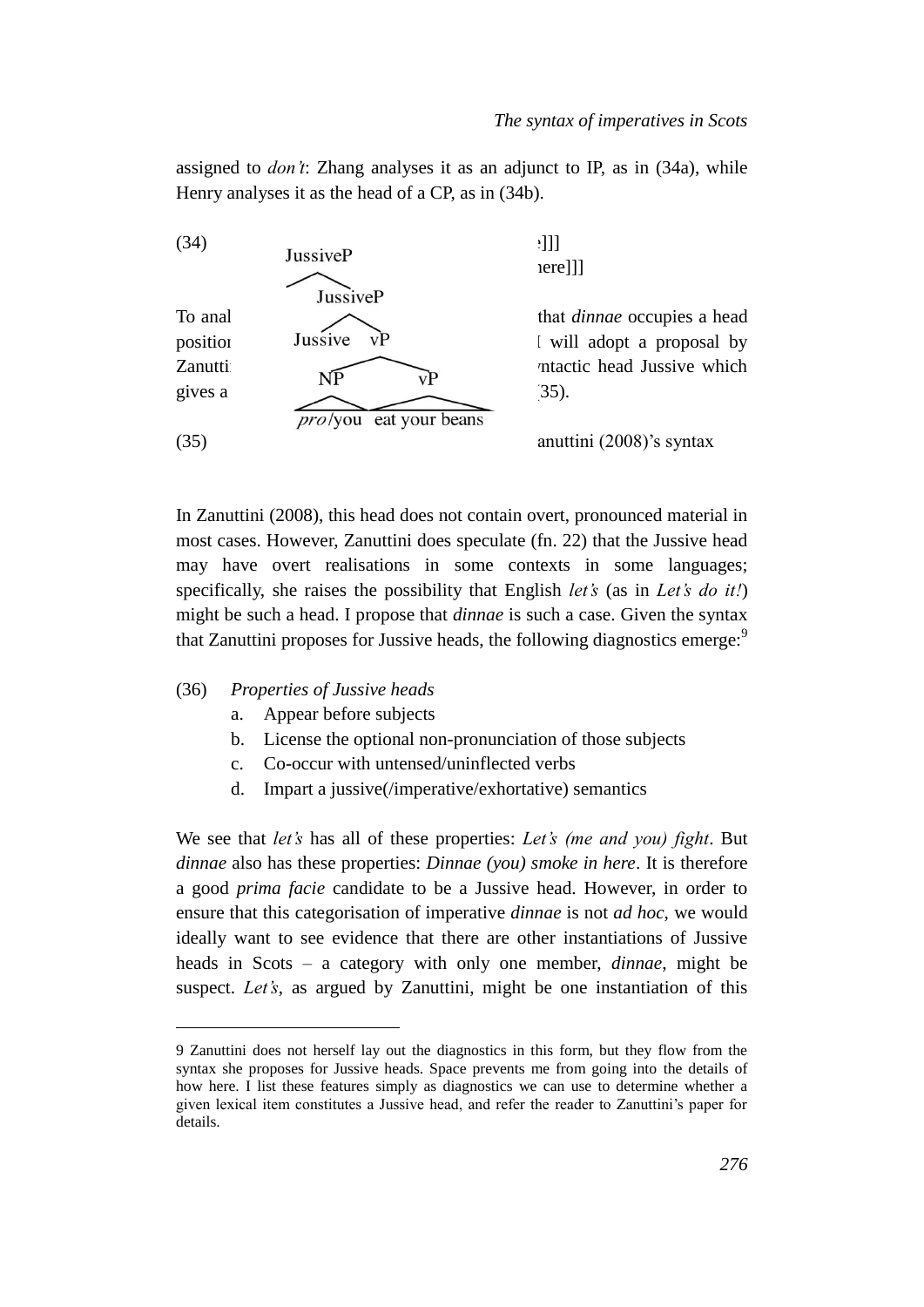assigned to *don't*: Zhang analyses it as an adjunct to IP, as in (34a), while Henry analyses it as the head of a CP, as in (34b).

(34) ]]]
here]]]

To anal that *dinnae* occupies a head positio I will adopt a proposal by Zanutti ntactic head Jussive which gives a (35).

(35) JussiveP [JussiveP [Jussive vP [NP *pro*/you] [vP eat your beans]]] — Zanuttini (2008)'s syntax

In Zanuttini (2008), this head does not contain overt, pronounced material in most cases. However, Zanuttini does speculate (fn. 22) that the Jussive head may have overt realisations in some contexts in some languages; specifically, she raises the possibility that English *let's* (as in *Let's do it!*) might be such a head. I propose that *dinnae* is such a case. Given the syntax that Zanuttini proposes for Jussive heads, the following diagnostics emerge:[9]

(36) *Properties of Jussive heads*
   a. Appear before subjects
   b. License the optional non-pronunciation of those subjects
   c. Co-occur with untensed/uninflected verbs
   d. Impart a jussive(/imperative/exhortative) semantics

We see that *let's* has all of these properties: *Let's (me and you) fight*. But *dinnae* also has these properties: *Dinnae (you) smoke in here*. It is therefore a good *prima facie* candidate to be a Jussive head. However, in order to ensure that this categorisation of imperative *dinnae* is not *ad hoc*, we would ideally want to see evidence that there are other instantiations of Jussive heads in Scots – a category with only one member, *dinnae*, might be suspect. *Let's*, as argued by Zanuttini, might be one instantiation of this

9 Zanuttini does not herself lay out the diagnostics in this form, but they flow from the syntax she proposes for Jussive heads. Space prevents me from going into the details of how here. I list these features simply as diagnostics we can use to determine whether a given lexical item constitutes a Jussive head, and refer the reader to Zanuttini's paper for details.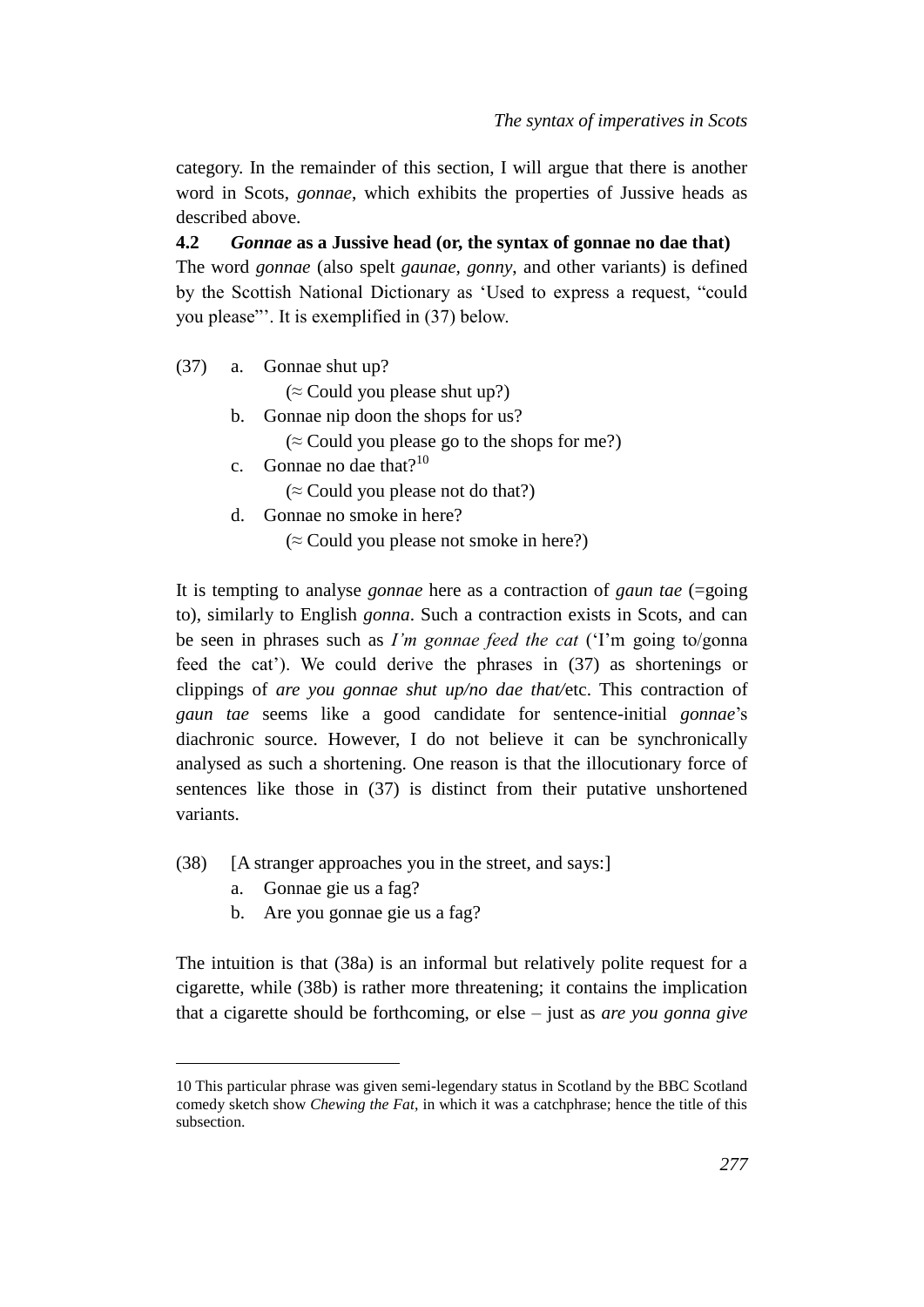category. In the remainder of this section, I will argue that there is another word in Scots, *gonnae*, which exhibits the properties of Jussive heads as described above.

### 4.2 *Gonnae* as a Jussive head (or, the syntax of gonnae no dae that)

The word *gonnae* (also spelt *gaunae, gonny*, and other variants) is defined by the Scottish National Dictionary as 'Used to express a request, "could you please"'. It is exemplified in (37) below.

(37) a. Gonnae shut up?
  (≈ Could you please shut up?)
 b. Gonnae nip doon the shops for us?
  (≈ Could you please go to the shops for me?)
 c. Gonnae no dae that?[10]
  (≈ Could you please not do that?)
 d. Gonnae no smoke in here?
  (≈ Could you please not smoke in here?)

It is tempting to analyse *gonnae* here as a contraction of *gaun tae* (=going to), similarly to English *gonna*. Such a contraction exists in Scots, and can be seen in phrases such as *I'm gonnae feed the cat* ('I'm going to/gonna feed the cat'). We could derive the phrases in (37) as shortenings or clippings of *are you gonnae shut up/no dae that/*etc. This contraction of *gaun tae* seems like a good candidate for sentence-initial *gonnae*'s diachronic source. However, I do not believe it can be synchronically analysed as such a shortening. One reason is that the illocutionary force of sentences like those in (37) is distinct from their putative unshortened variants.

(38) [A stranger approaches you in the street, and says:]
 a. Gonnae gie us a fag?
 b. Are you gonnae gie us a fag?

The intuition is that (38a) is an informal but relatively polite request for a cigarette, while (38b) is rather more threatening; it contains the implication that a cigarette should be forthcoming, or else – just as *are you gonna give*

---

10 This particular phrase was given semi-legendary status in Scotland by the BBC Scotland comedy sketch show *Chewing the Fat*, in which it was a catchphrase; hence the title of this subsection.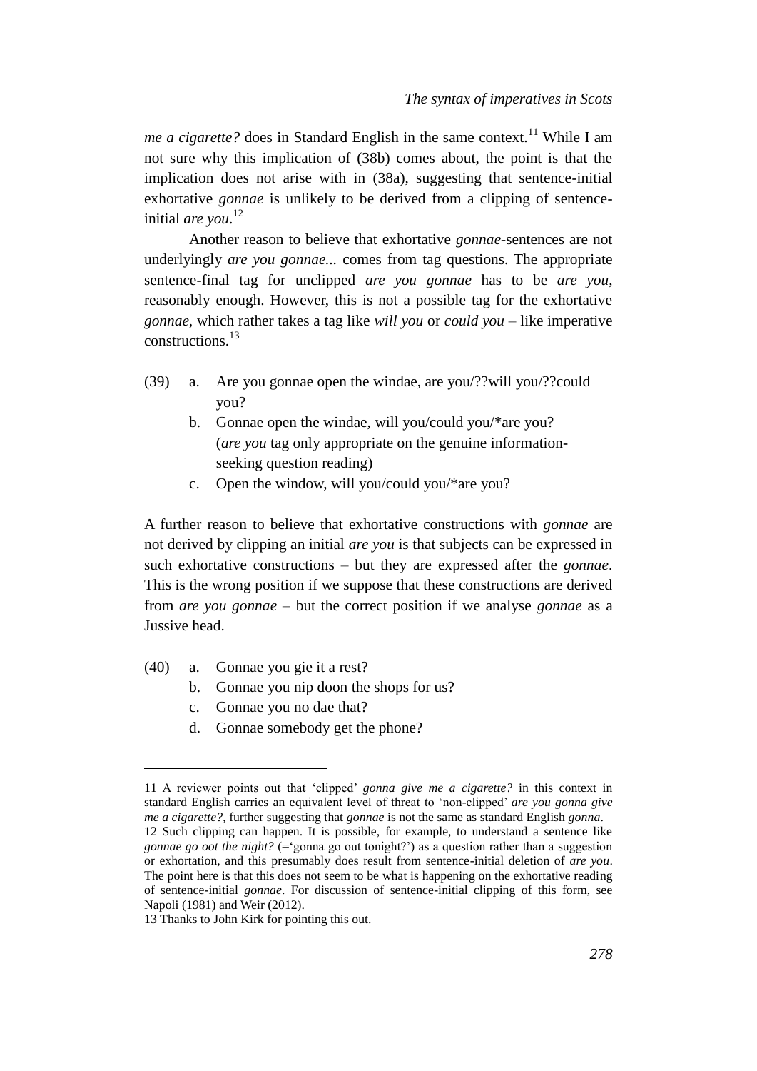*me a cigarette?* does in Standard English in the same context.[11] While I am not sure why this implication of (38b) comes about, the point is that the implication does not arise with in (38a), suggesting that sentence-initial exhortative *gonnae* is unlikely to be derived from a clipping of sentence-initial *are you*.[12]

Another reason to believe that exhortative *gonnae*-sentences are not underlyingly *are you gonnae...* comes from tag questions. The appropriate sentence-final tag for unclipped *are you gonnae* has to be *are you*, reasonably enough. However, this is not a possible tag for the exhortative *gonnae*, which rather takes a tag like *will you* or *could you* – like imperative constructions.[13]

(39) a. Are you gonnae open the windae, are you/??will you/??could you?
  b. Gonnae open the windae, will you/could you/*are you? (*are you* tag only appropriate on the genuine information-seeking question reading)
  c. Open the window, will you/could you/*are you?

A further reason to believe that exhortative constructions with *gonnae* are not derived by clipping an initial *are you* is that subjects can be expressed in such exhortative constructions – but they are expressed after the *gonnae*. This is the wrong position if we suppose that these constructions are derived from *are you gonnae* – but the correct position if we analyse *gonnae* as a Jussive head.

(40) a. Gonnae you gie it a rest?
  b. Gonnae you nip doon the shops for us?
  c. Gonnae you no dae that?
  d. Gonnae somebody get the phone?

---

11 A reviewer points out that 'clipped' *gonna give me a cigarette?* in this context in standard English carries an equivalent level of threat to 'non-clipped' *are you gonna give me a cigarette?*, further suggesting that *gonnae* is not the same as standard English *gonna*.

12 Such clipping can happen. It is possible, for example, to understand a sentence like *gonnae go oot the night?* (='gonna go out tonight?') as a question rather than a suggestion or exhortation, and this presumably does result from sentence-initial deletion of *are you*. The point here is that this does not seem to be what is happening on the exhortative reading of sentence-initial *gonnae*. For discussion of sentence-initial clipping of this form, see Napoli (1981) and Weir (2012).

13 Thanks to John Kirk for pointing this out.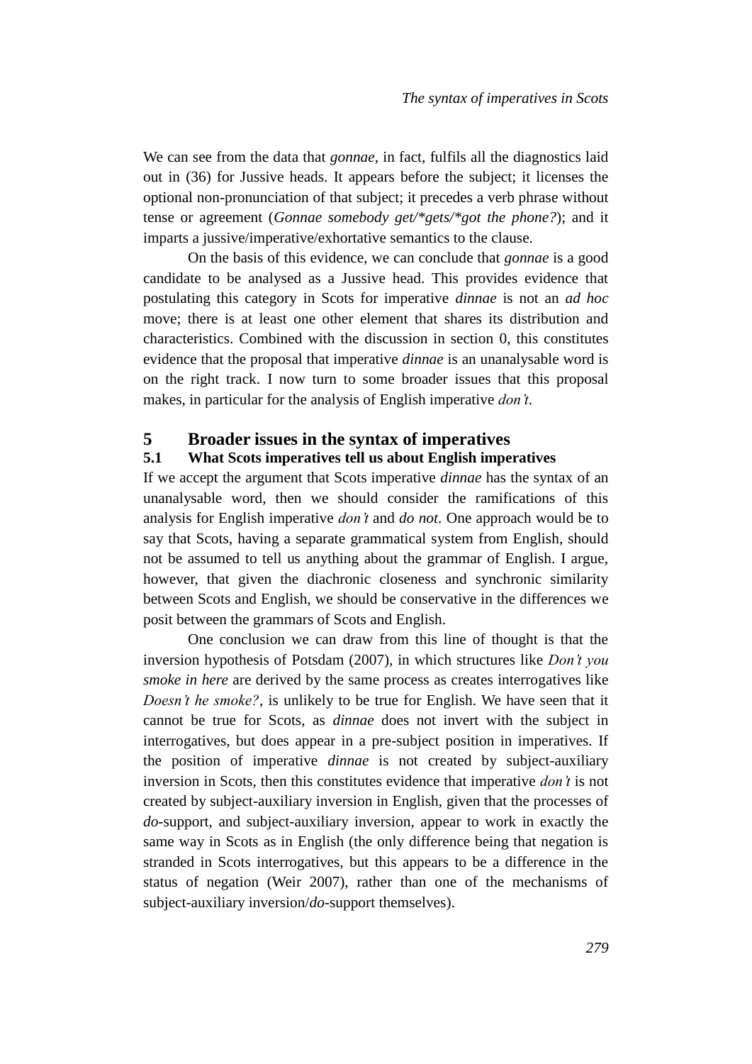We can see from the data that *gonnae*, in fact, fulfils all the diagnostics laid out in (36) for Jussive heads. It appears before the subject; it licenses the optional non-pronunciation of that subject; it precedes a verb phrase without tense or agreement (*Gonnae somebody get/*gets/*got the phone?*); and it imparts a jussive/imperative/exhortative semantics to the clause.

On the basis of this evidence, we can conclude that *gonnae* is a good candidate to be analysed as a Jussive head. This provides evidence that postulating this category in Scots for imperative *dinnae* is not an *ad hoc* move; there is at least one other element that shares its distribution and characteristics. Combined with the discussion in section 0, this constitutes evidence that the proposal that imperative *dinnae* is an unanalysable word is on the right track. I now turn to some broader issues that this proposal makes, in particular for the analysis of English imperative *don't*.

# 5 Broader issues in the syntax of imperatives

## 5.1 What Scots imperatives tell us about English imperatives

If we accept the argument that Scots imperative *dinnae* has the syntax of an unanalysable word, then we should consider the ramifications of this analysis for English imperative *don't* and *do not*. One approach would be to say that Scots, having a separate grammatical system from English, should not be assumed to tell us anything about the grammar of English. I argue, however, that given the diachronic closeness and synchronic similarity between Scots and English, we should be conservative in the differences we posit between the grammars of Scots and English.

One conclusion we can draw from this line of thought is that the inversion hypothesis of Potsdam (2007), in which structures like *Don't you smoke in here* are derived by the same process as creates interrogatives like *Doesn't he smoke?*, is unlikely to be true for English. We have seen that it cannot be true for Scots, as *dinnae* does not invert with the subject in interrogatives, but does appear in a pre-subject position in imperatives. If the position of imperative *dinnae* is not created by subject-auxiliary inversion in Scots, then this constitutes evidence that imperative *don't* is not created by subject-auxiliary inversion in English, given that the processes of *do*-support, and subject-auxiliary inversion, appear to work in exactly the same way in Scots as in English (the only difference being that negation is stranded in Scots interrogatives, but this appears to be a difference in the status of negation (Weir 2007), rather than one of the mechanisms of subject-auxiliary inversion/*do*-support themselves).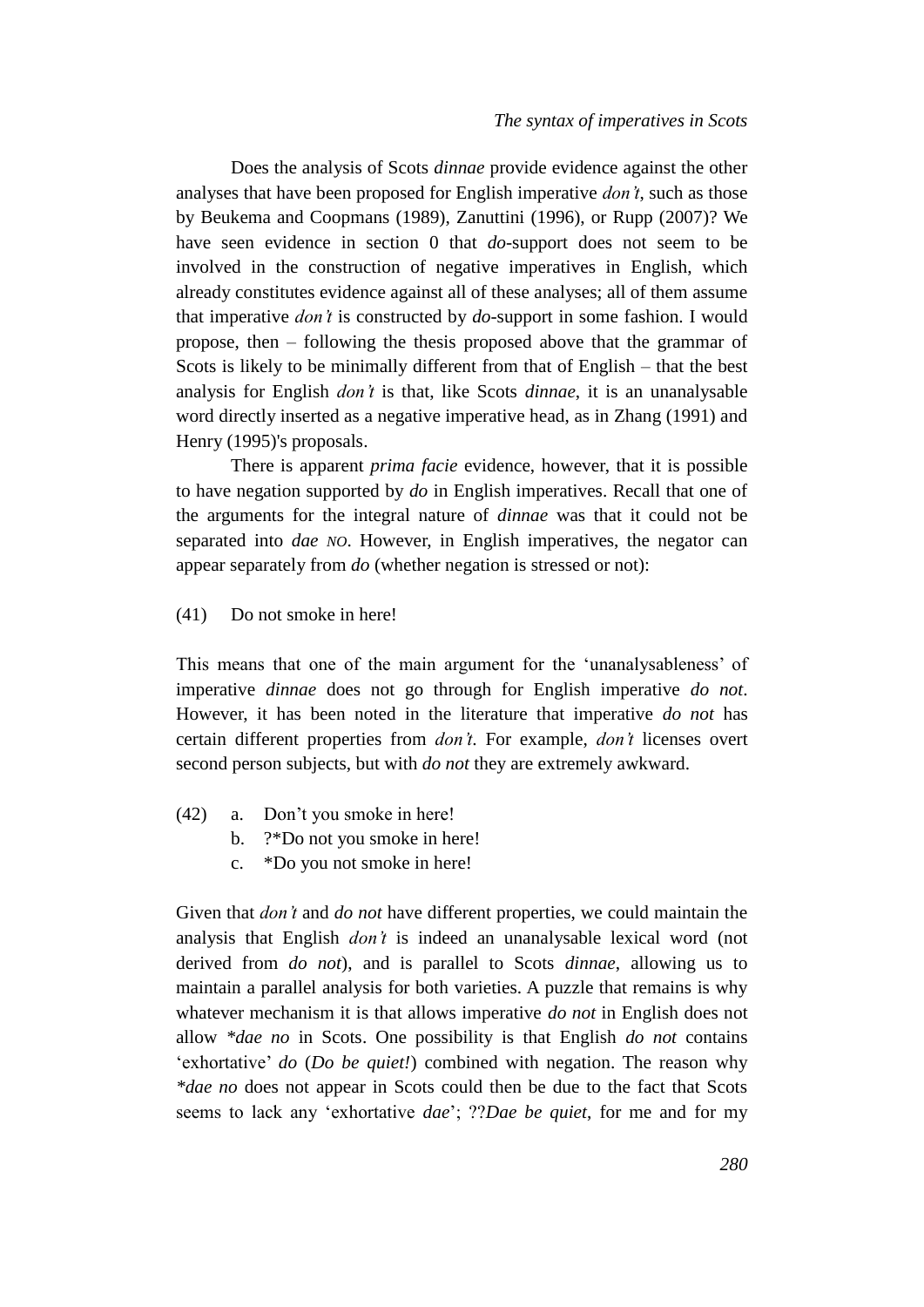Does the analysis of Scots *dinnae* provide evidence against the other analyses that have been proposed for English imperative *don't*, such as those by Beukema and Coopmans (1989), Zanuttini (1996), or Rupp (2007)? We have seen evidence in section 0 that *do*-support does not seem to be involved in the construction of negative imperatives in English, which already constitutes evidence against all of these analyses; all of them assume that imperative *don't* is constructed by *do*-support in some fashion. I would propose, then – following the thesis proposed above that the grammar of Scots is likely to be minimally different from that of English – that the best analysis for English *don't* is that, like Scots *dinnae*, it is an unanalysable word directly inserted as a negative imperative head, as in Zhang (1991) and Henry (1995)'s proposals.

There is apparent *prima facie* evidence, however, that it is possible to have negation supported by *do* in English imperatives. Recall that one of the arguments for the integral nature of *dinnae* was that it could not be separated into *dae* *NO*. However, in English imperatives, the negator can appear separately from *do* (whether negation is stressed or not):

(41) Do not smoke in here!

This means that one of the main argument for the 'unanalysableness' of imperative *dinnae* does not go through for English imperative *do not*. However, it has been noted in the literature that imperative *do not* has certain different properties from *don't*. For example, *don't* licenses overt second person subjects, but with *do not* they are extremely awkward.

(42) a. Don't you smoke in here!
     b. ?*Do not you smoke in here!
     c. *Do you not smoke in here!

Given that *don't* and *do not* have different properties, we could maintain the analysis that English *don't* is indeed an unanalysable lexical word (not derived from *do not*), and is parallel to Scots *dinnae*, allowing us to maintain a parallel analysis for both varieties. A puzzle that remains is why whatever mechanism it is that allows imperative *do not* in English does not allow *\*dae no* in Scots. One possibility is that English *do not* contains 'exhortative' *do* (*Do be quiet!*) combined with negation. The reason why *\*dae no* does not appear in Scots could then be due to the fact that Scots seems to lack any 'exhortative *dae*'; ??*Dae be quiet*, for me and for my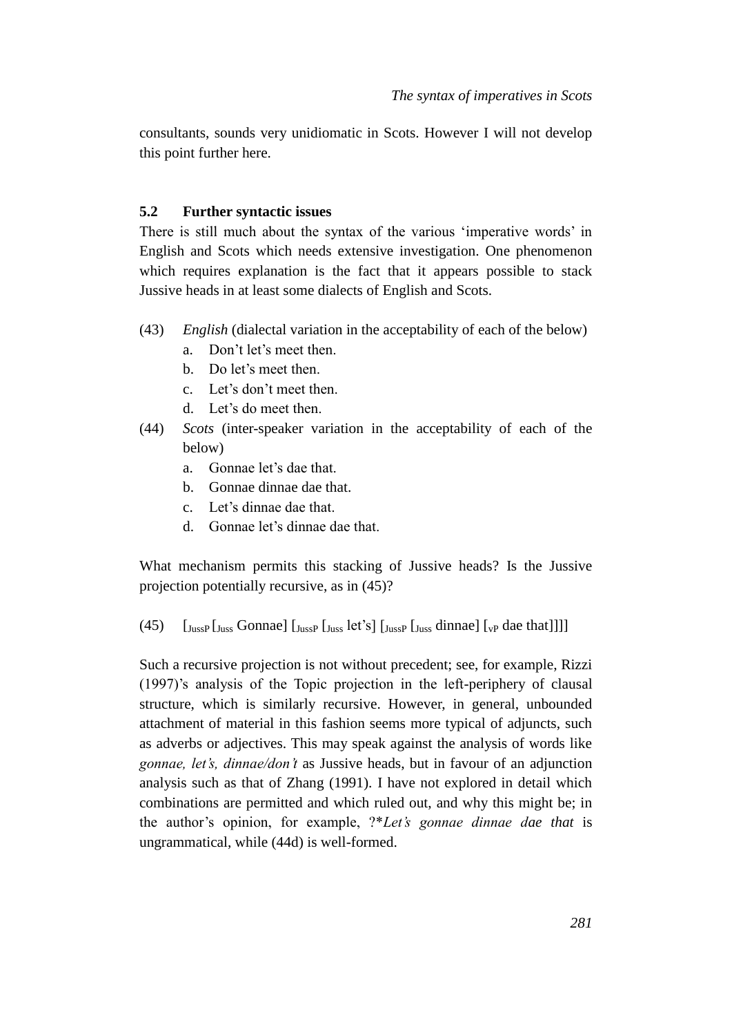consultants, sounds very unidiomatic in Scots. However I will not develop this point further here.

### 5.2 Further syntactic issues

There is still much about the syntax of the various 'imperative words' in English and Scots which needs extensive investigation. One phenomenon which requires explanation is the fact that it appears possible to stack Jussive heads in at least some dialects of English and Scots.

(43) *English* (dialectal variation in the acceptability of each of the below)
   a. Don't let's meet then.
   b. Do let's meet then.
   c. Let's don't meet then.
   d. Let's do meet then.

(44) *Scots* (inter-speaker variation in the acceptability of each of the below)
   a. Gonnae let's dae that.
   b. Gonnae dinnae dae that.
   c. Let's dinnae dae that.
   d. Gonnae let's dinnae dae that.

What mechanism permits this stacking of Jussive heads? Is the Jussive projection potentially recursive, as in (45)?

(45) [$_{\text{JussP}}$ [$_{\text{Juss}}$ Gonnae] [$_{\text{JussP}}$ [$_{\text{Juss}}$ let's] [$_{\text{JussP}}$ [$_{\text{Juss}}$ dinnae] [$_{\text{vP}}$ dae that]]]]

Such a recursive projection is not without precedent; see, for example, Rizzi (1997)'s analysis of the Topic projection in the left-periphery of clausal structure, which is similarly recursive. However, in general, unbounded attachment of material in this fashion seems more typical of adjuncts, such as adverbs or adjectives. This may speak against the analysis of words like *gonnae, let's, dinnae/don't* as Jussive heads, but in favour of an adjunction analysis such as that of Zhang (1991). I have not explored in detail which combinations are permitted and which ruled out, and why this might be; in the author's opinion, for example, ?\**Let's gonnae dinnae dae that* is ungrammatical, while (44d) is well-formed.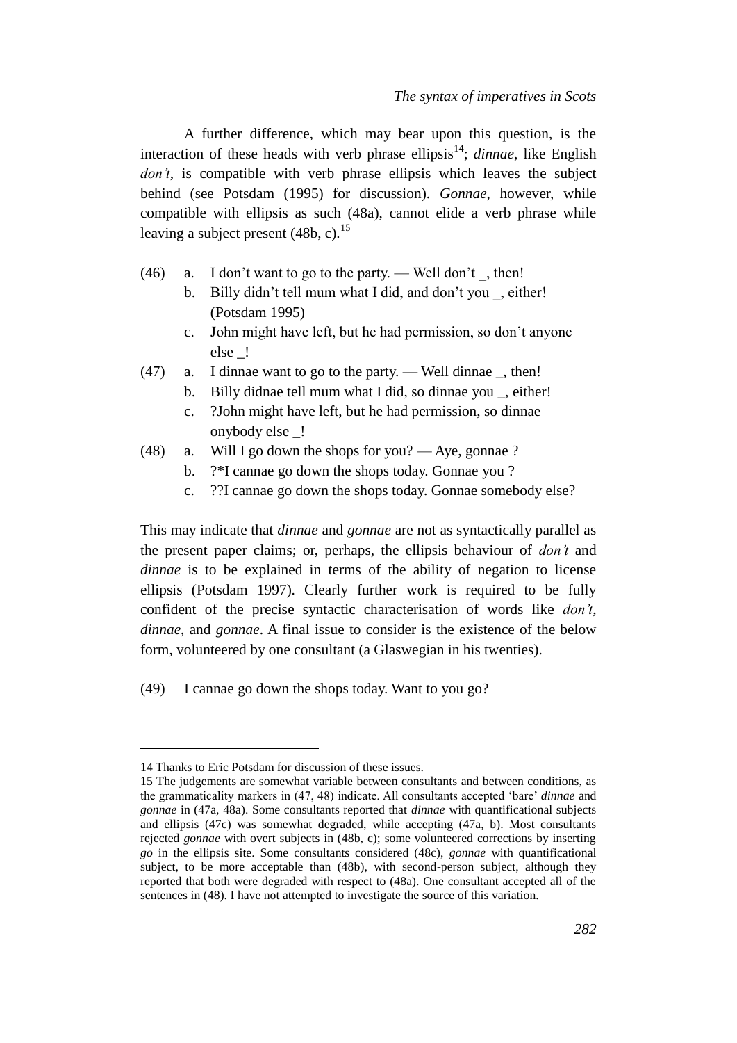A further difference, which may bear upon this question, is the interaction of these heads with verb phrase ellipsis[14]; *dinnae*, like English *don't*, is compatible with verb phrase ellipsis which leaves the subject behind (see Potsdam (1995) for discussion). *Gonnae*, however, while compatible with ellipsis as such (48a), cannot elide a verb phrase while leaving a subject present (48b, c).[15]

(46) a. I don't want to go to the party. — Well don't _, then!
 b. Billy didn't tell mum what I did, and don't you _, either! (Potsdam 1995)
 c. John might have left, but he had permission, so don't anyone else _!

(47) a. I dinnae want to go to the party. — Well dinnae _, then!
 b. Billy didnae tell mum what I did, so dinnae you _, either!
 c. ?John might have left, but he had permission, so dinnae onybody else _!

(48) a. Will I go down the shops for you? — Aye, gonnae ?
 b. ?*I cannae go down the shops today. Gonnae you ?
 c. ??I cannae go down the shops today. Gonnae somebody else?

This may indicate that *dinnae* and *gonnae* are not as syntactically parallel as the present paper claims; or, perhaps, the ellipsis behaviour of *don't* and *dinnae* is to be explained in terms of the ability of negation to license ellipsis (Potsdam 1997). Clearly further work is required to be fully confident of the precise syntactic characterisation of words like *don't*, *dinnae*, and *gonnae*. A final issue to consider is the existence of the below form, volunteered by one consultant (a Glaswegian in his twenties).

(49) I cannae go down the shops today. Want to you go?

---

14 Thanks to Eric Potsdam for discussion of these issues.

15 The judgements are somewhat variable between consultants and between conditions, as the grammaticality markers in (47, 48) indicate. All consultants accepted 'bare' *dinnae* and *gonnae* in (47a, 48a). Some consultants reported that *dinnae* with quantificational subjects and ellipsis (47c) was somewhat degraded, while accepting (47a, b). Most consultants rejected *gonnae* with overt subjects in (48b, c); some volunteered corrections by inserting *go* in the ellipsis site. Some consultants considered (48c), *gonnae* with quantificational subject, to be more acceptable than (48b), with second-person subject, although they reported that both were degraded with respect to (48a). One consultant accepted all of the sentences in (48). I have not attempted to investigate the source of this variation.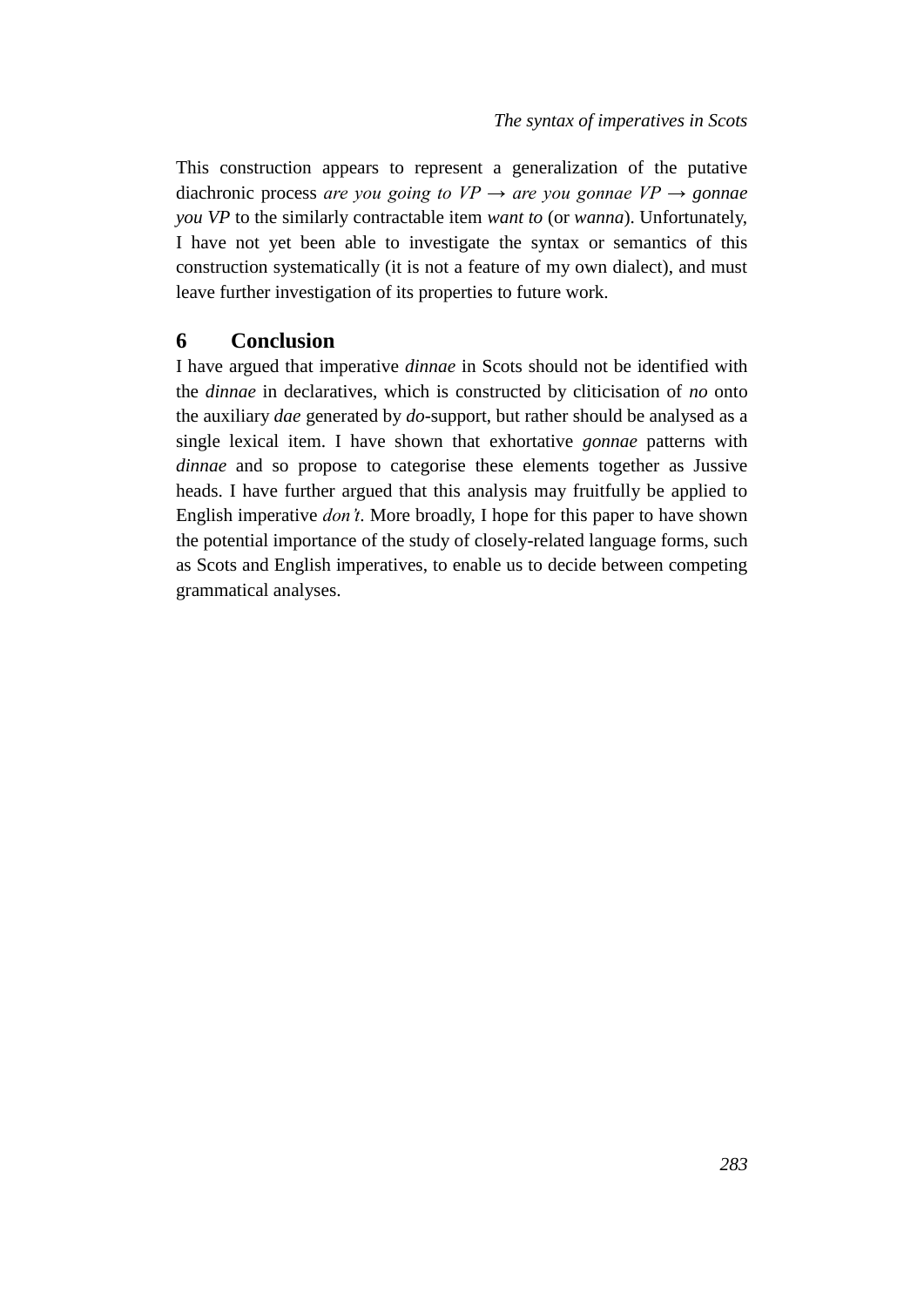This construction appears to represent a generalization of the putative diachronic process *are you going to VP → are you gonnae VP → gonnae you VP* to the similarly contractable item *want to* (or *wanna*). Unfortunately, I have not yet been able to investigate the syntax or semantics of this construction systematically (it is not a feature of my own dialect), and must leave further investigation of its properties to future work.

## 6 Conclusion

I have argued that imperative *dinnae* in Scots should not be identified with the *dinnae* in declaratives, which is constructed by cliticisation of *no* onto the auxiliary *dae* generated by *do*-support, but rather should be analysed as a single lexical item. I have shown that exhortative *gonnae* patterns with *dinnae* and so propose to categorise these elements together as Jussive heads. I have further argued that this analysis may fruitfully be applied to English imperative *don't*. More broadly, I hope for this paper to have shown the potential importance of the study of closely-related language forms, such as Scots and English imperatives, to enable us to decide between competing grammatical analyses.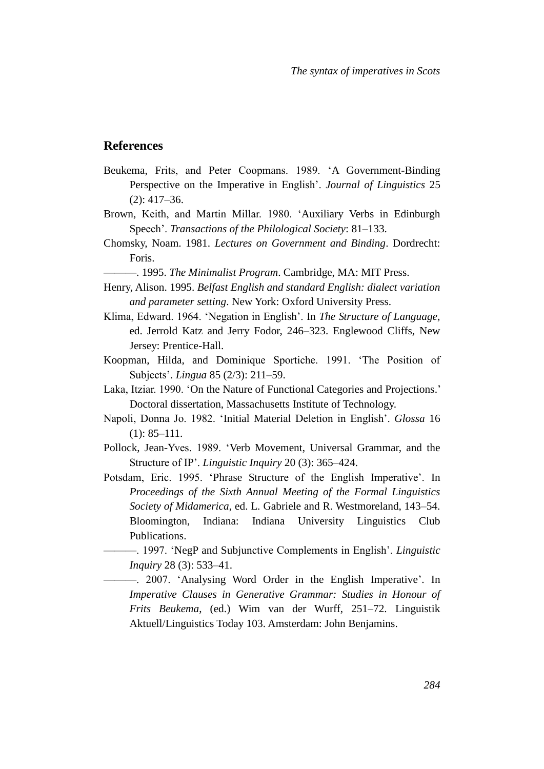## References

Beukema, Frits, and Peter Coopmans. 1989. 'A Government-Binding Perspective on the Imperative in English'. *Journal of Linguistics* 25 (2): 417–36.

Brown, Keith, and Martin Millar. 1980. 'Auxiliary Verbs in Edinburgh Speech'. *Transactions of the Philological Society*: 81–133.

Chomsky, Noam. 1981. *Lectures on Government and Binding*. Dordrecht: Foris.

———. 1995. *The Minimalist Program*. Cambridge, MA: MIT Press.

Henry, Alison. 1995. *Belfast English and standard English: dialect variation and parameter setting*. New York: Oxford University Press.

Klima, Edward. 1964. 'Negation in English'. In *The Structure of Language*, ed. Jerrold Katz and Jerry Fodor, 246–323. Englewood Cliffs, New Jersey: Prentice-Hall.

Koopman, Hilda, and Dominique Sportiche. 1991. 'The Position of Subjects'. *Lingua* 85 (2/3): 211–59.

Laka, Itziar. 1990. 'On the Nature of Functional Categories and Projections.' Doctoral dissertation, Massachusetts Institute of Technology.

Napoli, Donna Jo. 1982. 'Initial Material Deletion in English'. *Glossa* 16 (1): 85–111.

Pollock, Jean-Yves. 1989. 'Verb Movement, Universal Grammar, and the Structure of IP'. *Linguistic Inquiry* 20 (3): 365–424.

Potsdam, Eric. 1995. 'Phrase Structure of the English Imperative'. In *Proceedings of the Sixth Annual Meeting of the Formal Linguistics Society of Midamerica*, ed. L. Gabriele and R. Westmoreland, 143–54. Bloomington, Indiana: Indiana University Linguistics Club Publications.

———. 1997. 'NegP and Subjunctive Complements in English'. *Linguistic Inquiry* 28 (3): 533–41.

———. 2007. 'Analysing Word Order in the English Imperative'. In *Imperative Clauses in Generative Grammar: Studies in Honour of Frits Beukema*, (ed.) Wim van der Wurff, 251–72. Linguistik Aktuell/Linguistics Today 103. Amsterdam: John Benjamins.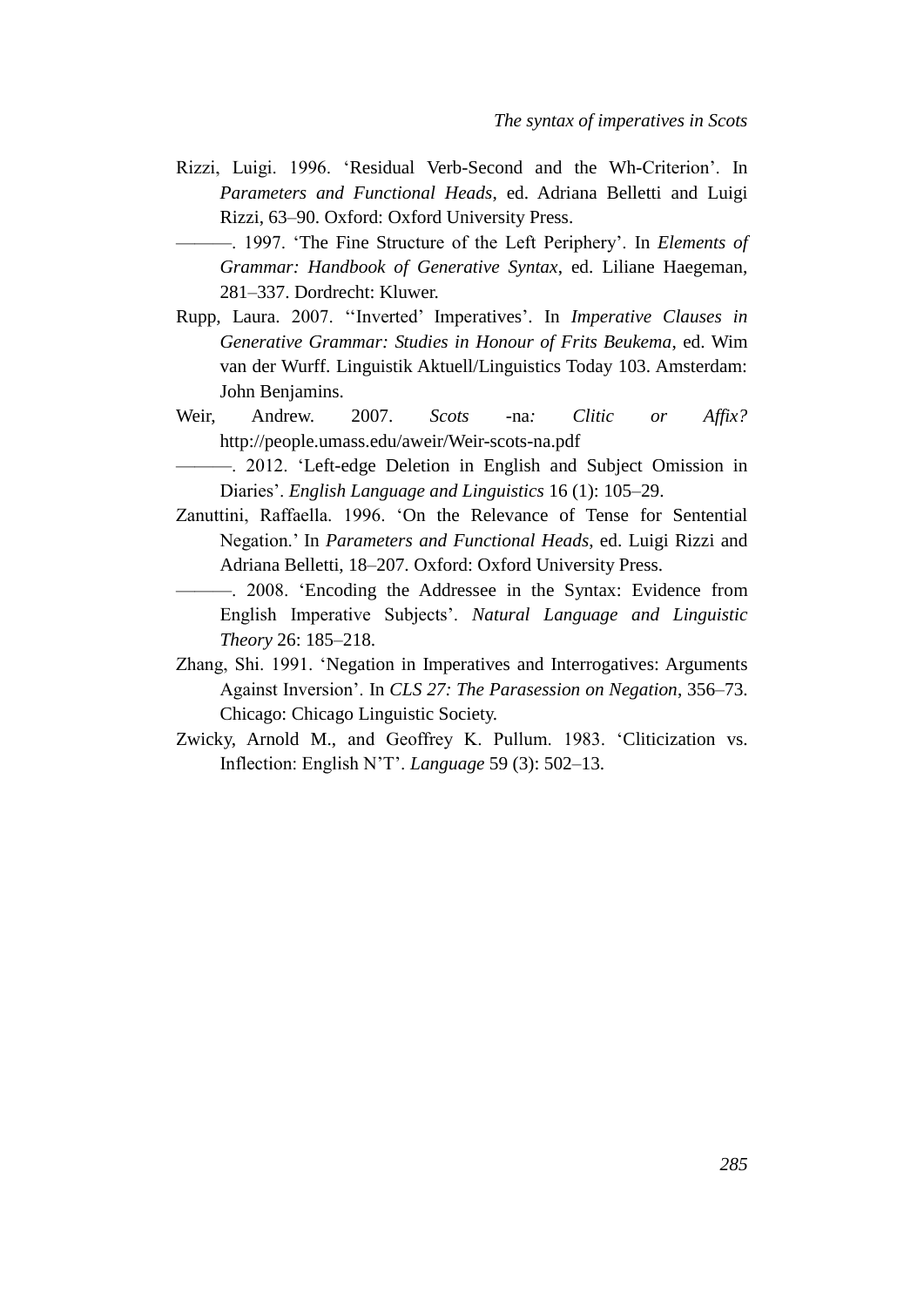Rizzi, Luigi. 1996. 'Residual Verb-Second and the Wh-Criterion'. In *Parameters and Functional Heads*, ed. Adriana Belletti and Luigi Rizzi, 63–90. Oxford: Oxford University Press.

———. 1997. 'The Fine Structure of the Left Periphery'. In *Elements of Grammar: Handbook of Generative Syntax*, ed. Liliane Haegeman, 281–337. Dordrecht: Kluwer.

Rupp, Laura. 2007. ''Inverted' Imperatives'. In *Imperative Clauses in Generative Grammar: Studies in Honour of Frits Beukema*, ed. Wim van der Wurff. Linguistik Aktuell/Linguistics Today 103. Amsterdam: John Benjamins.

Weir, Andrew. 2007. *Scots* -na*: Clitic or Affix?* http://people.umass.edu/aweir/Weir-scots-na.pdf

———. 2012. 'Left-edge Deletion in English and Subject Omission in Diaries'. *English Language and Linguistics* 16 (1): 105–29.

Zanuttini, Raffaella. 1996. 'On the Relevance of Tense for Sentential Negation.' In *Parameters and Functional Heads*, ed. Luigi Rizzi and Adriana Belletti, 18–207. Oxford: Oxford University Press.

———. 2008. 'Encoding the Addressee in the Syntax: Evidence from English Imperative Subjects'. *Natural Language and Linguistic Theory* 26: 185–218.

Zhang, Shi. 1991. 'Negation in Imperatives and Interrogatives: Arguments Against Inversion'. In *CLS 27: The Parasession on Negation*, 356–73. Chicago: Chicago Linguistic Society.

Zwicky, Arnold M., and Geoffrey K. Pullum. 1983. 'Cliticization vs. Inflection: English N'T'. *Language* 59 (3): 502–13.